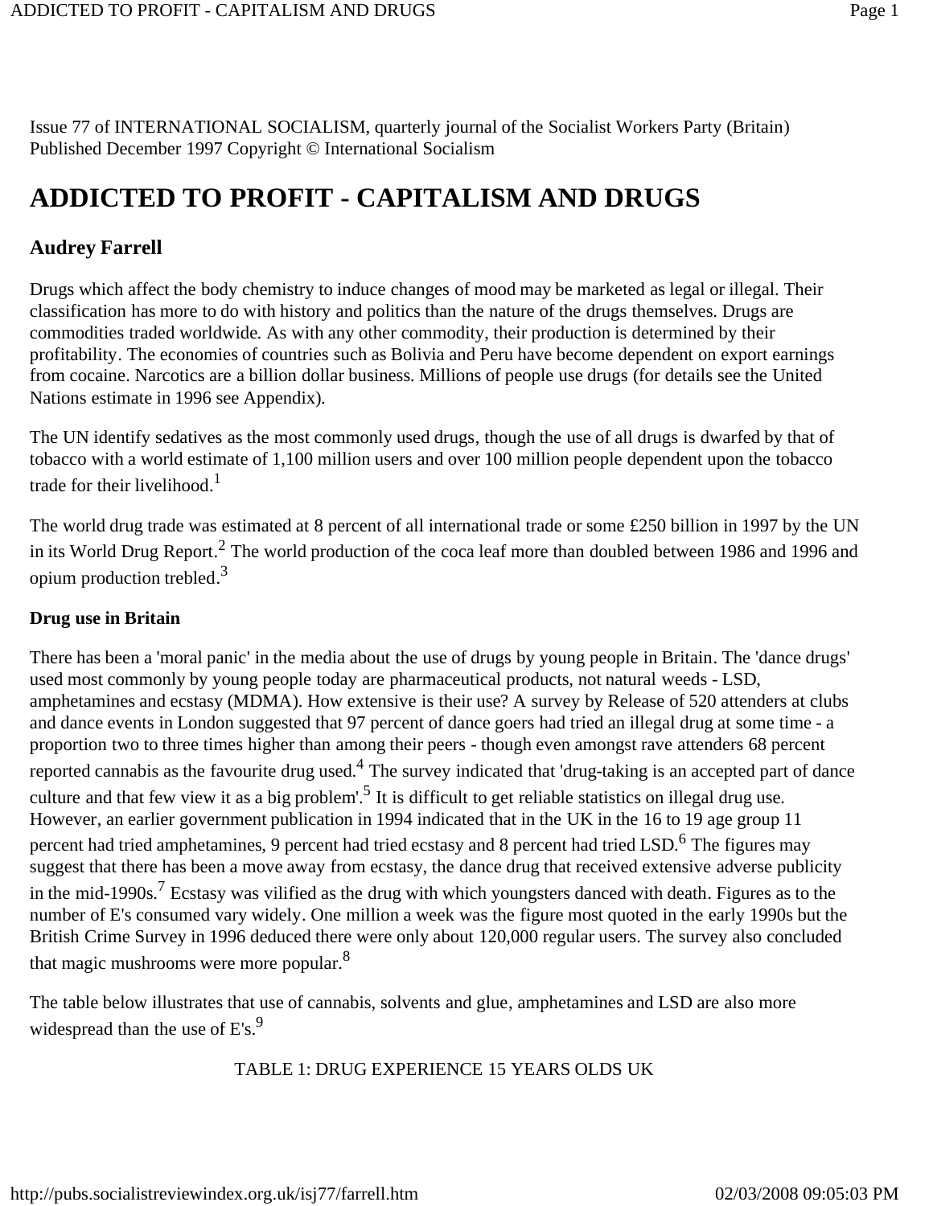Issue 77 of INTERNATIONAL SOCIALISM, quarterly journal of the Socialist Workers Party (Britain)
Published December 1997 Copyright © International Socialism

# ADDICTED TO PROFIT - CAPITALISM AND DRUGS

## Audrey Farrell

Drugs which affect the body chemistry to induce changes of mood may be marketed as legal or illegal. Their classification has more to do with history and politics than the nature of the drugs themselves. Drugs are commodities traded worldwide. As with any other commodity, their production is determined by their profitability. The economies of countries such as Bolivia and Peru have become dependent on export earnings from cocaine. Narcotics are a billion dollar business. Millions of people use drugs (for details see the United Nations estimate in 1996 see Appendix).

The UN identify sedatives as the most commonly used drugs, though the use of all drugs is dwarfed by that of tobacco with a world estimate of 1,100 million users and over 100 million people dependent upon the tobacco trade for their livelihood.[1]

The world drug trade was estimated at 8 percent of all international trade or some £250 billion in 1997 by the UN in its World Drug Report.[2] The world production of the coca leaf more than doubled between 1986 and 1996 and opium production trebled.[3]

### Drug use in Britain

There has been a 'moral panic' in the media about the use of drugs by young people in Britain. The 'dance drugs' used most commonly by young people today are pharmaceutical products, not natural weeds - LSD, amphetamines and ecstasy (MDMA). How extensive is their use? A survey by Release of 520 attenders at clubs and dance events in London suggested that 97 percent of dance goers had tried an illegal drug at some time - a proportion two to three times higher than among their peers - though even amongst rave attenders 68 percent reported cannabis as the favourite drug used.[4] The survey indicated that 'drug-taking is an accepted part of dance culture and that few view it as a big problem'.[5] It is difficult to get reliable statistics on illegal drug use. However, an earlier government publication in 1994 indicated that in the UK in the 16 to 19 age group 11 percent had tried amphetamines, 9 percent had tried ecstasy and 8 percent had tried LSD.[6] The figures may suggest that there has been a move away from ecstasy, the dance drug that received extensive adverse publicity in the mid-1990s.[7] Ecstasy was vilified as the drug with which youngsters danced with death. Figures as to the number of E's consumed vary widely. One million a week was the figure most quoted in the early 1990s but the British Crime Survey in 1996 deduced there were only about 120,000 regular users. The survey also concluded that magic mushrooms were more popular.[8]

The table below illustrates that use of cannabis, solvents and glue, amphetamines and LSD are also more widespread than the use of E's.[9]

TABLE 1: DRUG EXPERIENCE 15 YEARS OLDS UK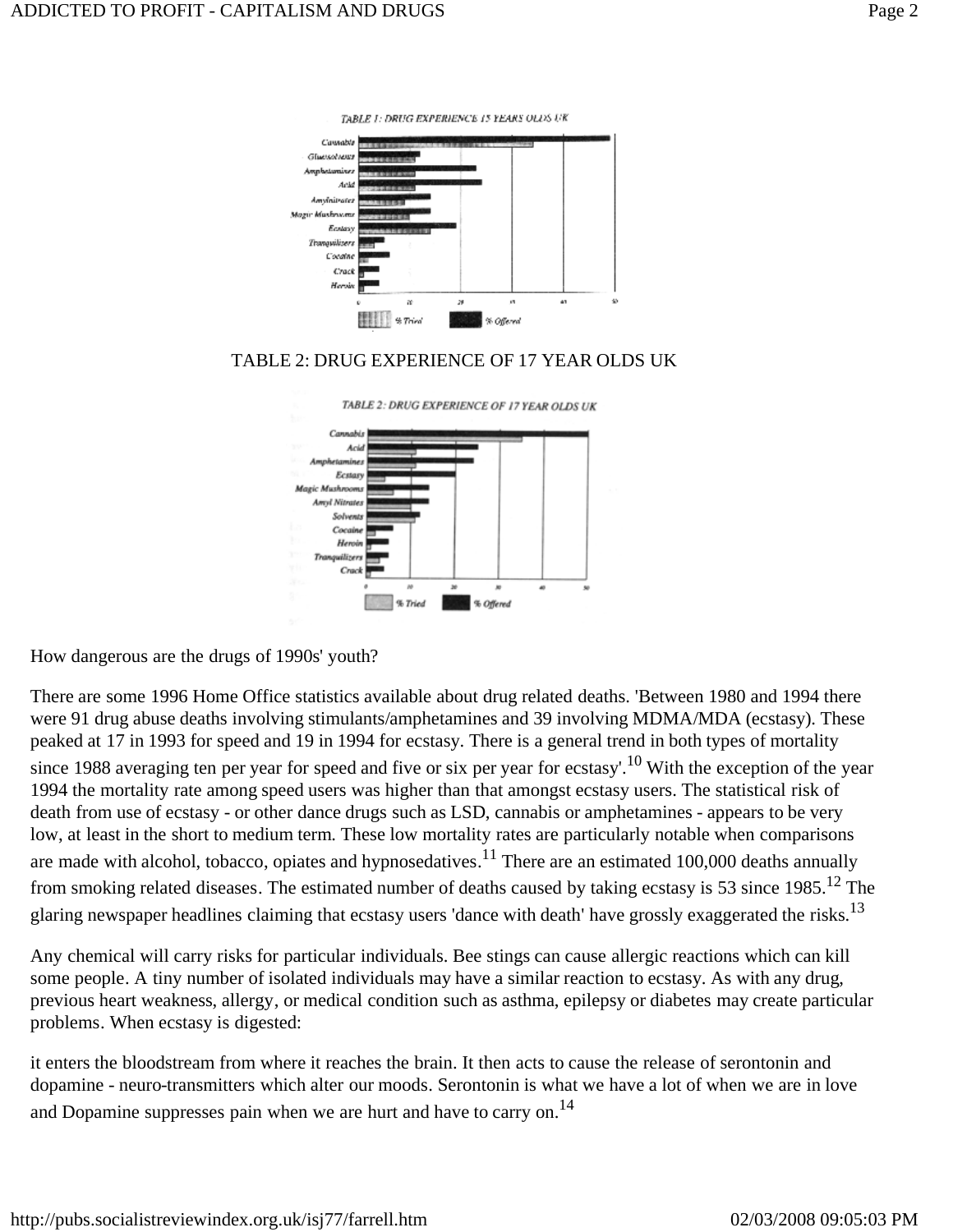TABLE 2: DRUG EXPERIENCE OF 17 YEAR OLDS UK

How dangerous are the drugs of 1990s' youth?

There are some 1996 Home Office statistics available about drug related deaths. 'Between 1980 and 1994 there were 91 drug abuse deaths involving stimulants/amphetamines and 39 involving MDMA/MDA (ecstasy). These peaked at 17 in 1993 for speed and 19 in 1994 for ecstasy. There is a general trend in both types of mortality since 1988 averaging ten per year for speed and five or six per year for ecstasy'.[10] With the exception of the year 1994 the mortality rate among speed users was higher than that amongst ecstasy users. The statistical risk of death from use of ecstasy - or other dance drugs such as LSD, cannabis or amphetamines - appears to be very low, at least in the short to medium term. These low mortality rates are particularly notable when comparisons are made with alcohol, tobacco, opiates and hypnosedatives.[11] There are an estimated 100,000 deaths annually from smoking related diseases. The estimated number of deaths caused by taking ecstasy is 53 since 1985.[12] The glaring newspaper headlines claiming that ecstasy users 'dance with death' have grossly exaggerated the risks.[13]

Any chemical will carry risks for particular individuals. Bee stings can cause allergic reactions which can kill some people. A tiny number of isolated individuals may have a similar reaction to ecstasy. As with any drug, previous heart weakness, allergy, or medical condition such as asthma, epilepsy or diabetes may create particular problems. When ecstasy is digested:

it enters the bloodstream from where it reaches the brain. It then acts to cause the release of serontonin and dopamine - neuro-transmitters which alter our moods. Serontonin is what we have a lot of when we are in love and Dopamine suppresses pain when we are hurt and have to carry on.[14]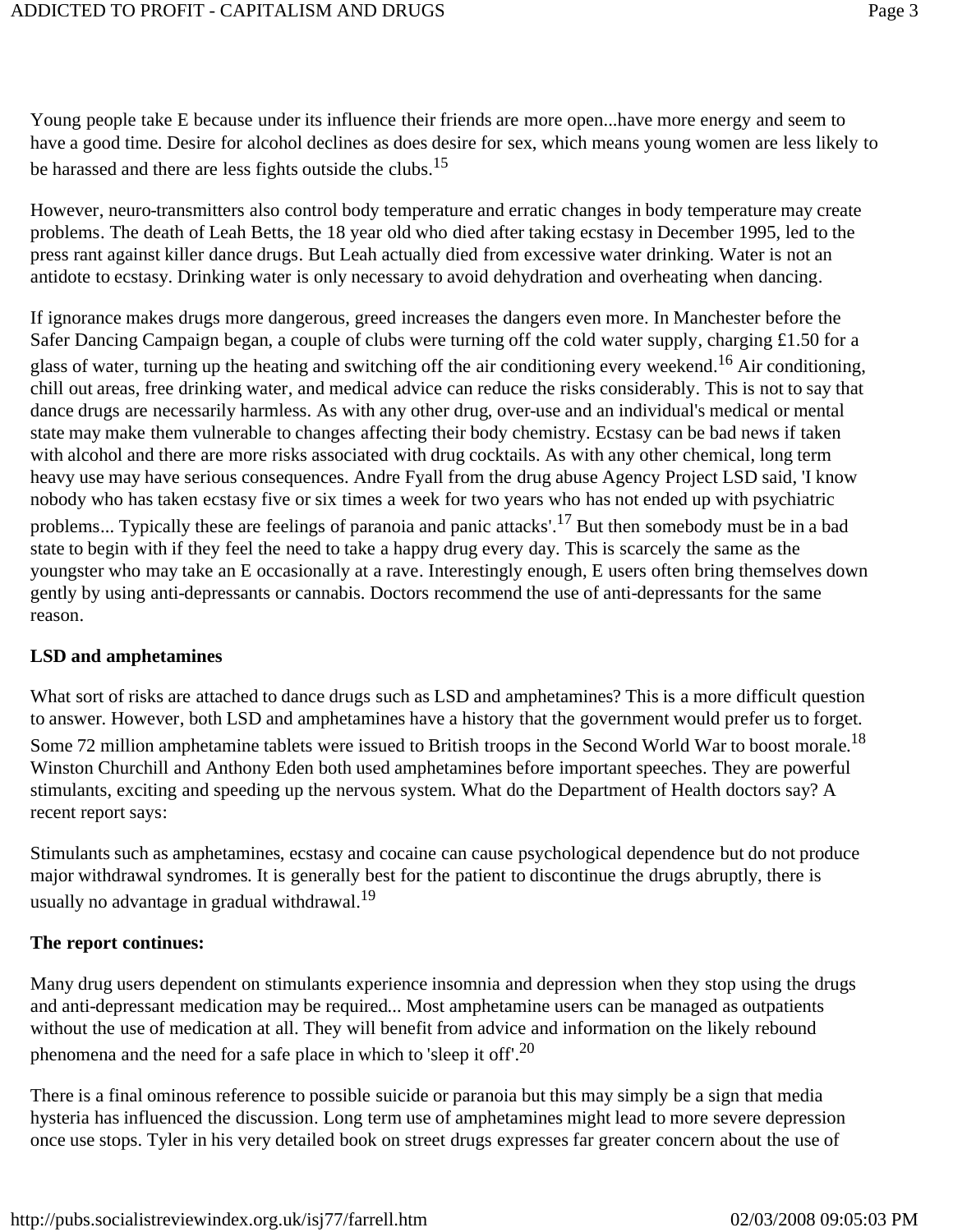Young people take E because under its influence their friends are more open...have more energy and seem to have a good time. Desire for alcohol declines as does desire for sex, which means young women are less likely to be harassed and there are less fights outside the clubs.[15]

However, neuro-transmitters also control body temperature and erratic changes in body temperature may create problems. The death of Leah Betts, the 18 year old who died after taking ecstasy in December 1995, led to the press rant against killer dance drugs. But Leah actually died from excessive water drinking. Water is not an antidote to ecstasy. Drinking water is only necessary to avoid dehydration and overheating when dancing.

If ignorance makes drugs more dangerous, greed increases the dangers even more. In Manchester before the Safer Dancing Campaign began, a couple of clubs were turning off the cold water supply, charging £1.50 for a glass of water, turning up the heating and switching off the air conditioning every weekend.[16] Air conditioning, chill out areas, free drinking water, and medical advice can reduce the risks considerably. This is not to say that dance drugs are necessarily harmless. As with any other drug, over-use and an individual's medical or mental state may make them vulnerable to changes affecting their body chemistry. Ecstasy can be bad news if taken with alcohol and there are more risks associated with drug cocktails. As with any other chemical, long term heavy use may have serious consequences. Andre Fyall from the drug abuse Agency Project LSD said, 'I know nobody who has taken ecstasy five or six times a week for two years who has not ended up with psychiatric problems... Typically these are feelings of paranoia and panic attacks'.[17] But then somebody must be in a bad state to begin with if they feel the need to take a happy drug every day. This is scarcely the same as the youngster who may take an E occasionally at a rave. Interestingly enough, E users often bring themselves down gently by using anti-depressants or cannabis. Doctors recommend the use of anti-depressants for the same reason.

**LSD and amphetamines**

What sort of risks are attached to dance drugs such as LSD and amphetamines? This is a more difficult question to answer. However, both LSD and amphetamines have a history that the government would prefer us to forget. Some 72 million amphetamine tablets were issued to British troops in the Second World War to boost morale.[18] Winston Churchill and Anthony Eden both used amphetamines before important speeches. They are powerful stimulants, exciting and speeding up the nervous system. What do the Department of Health doctors say? A recent report says:

Stimulants such as amphetamines, ecstasy and cocaine can cause psychological dependence but do not produce major withdrawal syndromes. It is generally best for the patient to discontinue the drugs abruptly, there is usually no advantage in gradual withdrawal.[19]

**The report continues:**

Many drug users dependent on stimulants experience insomnia and depression when they stop using the drugs and anti-depressant medication may be required... Most amphetamine users can be managed as outpatients without the use of medication at all. They will benefit from advice and information on the likely rebound phenomena and the need for a safe place in which to 'sleep it off'.[20]

There is a final ominous reference to possible suicide or paranoia but this may simply be a sign that media hysteria has influenced the discussion. Long term use of amphetamines might lead to more severe depression once use stops. Tyler in his very detailed book on street drugs expresses far greater concern about the use of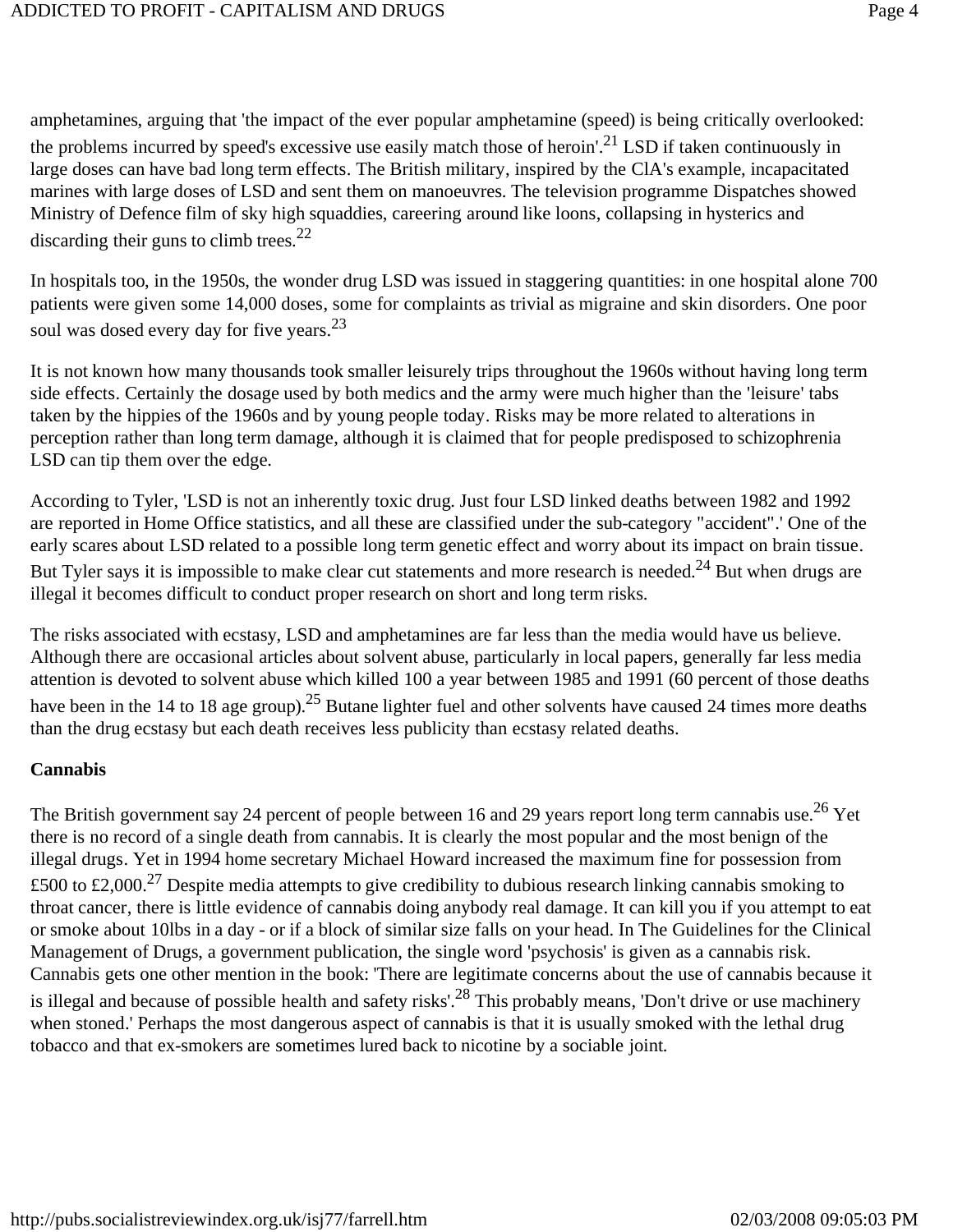amphetamines, arguing that 'the impact of the ever popular amphetamine (speed) is being critically overlooked: the problems incurred by speed's excessive use easily match those of heroin'.[21] LSD if taken continuously in large doses can have bad long term effects. The British military, inspired by the ClA's example, incapacitated marines with large doses of LSD and sent them on manoeuvres. The television programme Dispatches showed Ministry of Defence film of sky high squaddies, careering around like loons, collapsing in hysterics and discarding their guns to climb trees.[22]

In hospitals too, in the 1950s, the wonder drug LSD was issued in staggering quantities: in one hospital alone 700 patients were given some 14,000 doses, some for complaints as trivial as migraine and skin disorders. One poor soul was dosed every day for five years.[23]

It is not known how many thousands took smaller leisurely trips throughout the 1960s without having long term side effects. Certainly the dosage used by both medics and the army were much higher than the 'leisure' tabs taken by the hippies of the 1960s and by young people today. Risks may be more related to alterations in perception rather than long term damage, although it is claimed that for people predisposed to schizophrenia LSD can tip them over the edge.

According to Tyler, 'LSD is not an inherently toxic drug. Just four LSD linked deaths between 1982 and 1992 are reported in Home Office statistics, and all these are classified under the sub-category "accident".' One of the early scares about LSD related to a possible long term genetic effect and worry about its impact on brain tissue. But Tyler says it is impossible to make clear cut statements and more research is needed.[24] But when drugs are illegal it becomes difficult to conduct proper research on short and long term risks.

The risks associated with ecstasy, LSD and amphetamines are far less than the media would have us believe. Although there are occasional articles about solvent abuse, particularly in local papers, generally far less media attention is devoted to solvent abuse which killed 100 a year between 1985 and 1991 (60 percent of those deaths have been in the 14 to 18 age group).[25] Butane lighter fuel and other solvents have caused 24 times more deaths than the drug ecstasy but each death receives less publicity than ecstasy related deaths.

**Cannabis**

The British government say 24 percent of people between 16 and 29 years report long term cannabis use.[26] Yet there is no record of a single death from cannabis. It is clearly the most popular and the most benign of the illegal drugs. Yet in 1994 home secretary Michael Howard increased the maximum fine for possession from £500 to £2,000.[27] Despite media attempts to give credibility to dubious research linking cannabis smoking to throat cancer, there is little evidence of cannabis doing anybody real damage. It can kill you if you attempt to eat or smoke about 10lbs in a day - or if a block of similar size falls on your head. In The Guidelines for the Clinical Management of Drugs, a government publication, the single word 'psychosis' is given as a cannabis risk. Cannabis gets one other mention in the book: 'There are legitimate concerns about the use of cannabis because it is illegal and because of possible health and safety risks'.[28] This probably means, 'Don't drive or use machinery when stoned.' Perhaps the most dangerous aspect of cannabis is that it is usually smoked with the lethal drug tobacco and that ex-smokers are sometimes lured back to nicotine by a sociable joint.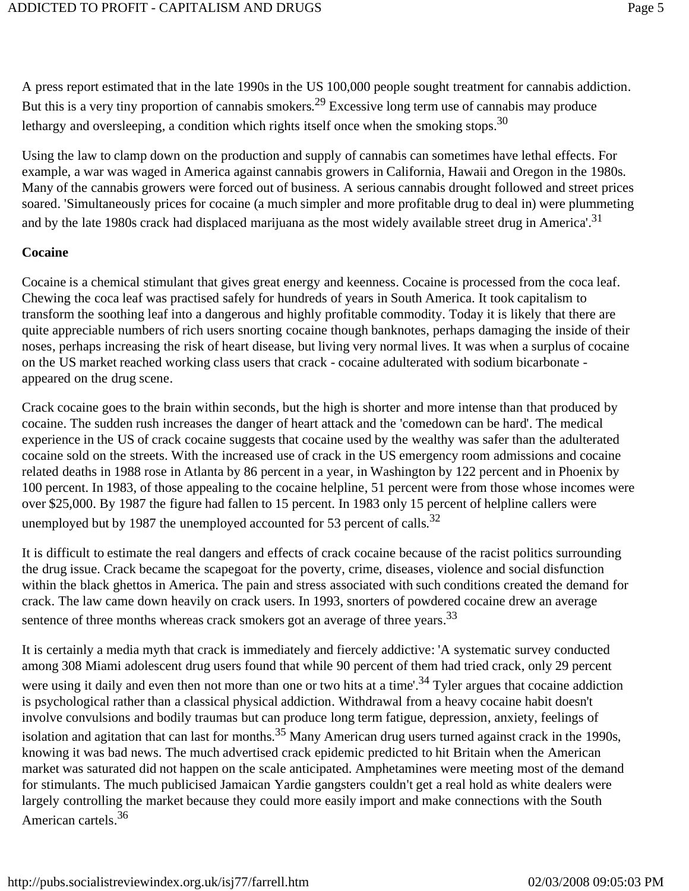A press report estimated that in the late 1990s in the US 100,000 people sought treatment for cannabis addiction. But this is a very tiny proportion of cannabis smokers.[29] Excessive long term use of cannabis may produce lethargy and oversleeping, a condition which rights itself once when the smoking stops.[30]

Using the law to clamp down on the production and supply of cannabis can sometimes have lethal effects. For example, a war was waged in America against cannabis growers in California, Hawaii and Oregon in the 1980s. Many of the cannabis growers were forced out of business. A serious cannabis drought followed and street prices soared. 'Simultaneously prices for cocaine (a much simpler and more profitable drug to deal in) were plummeting and by the late 1980s crack had displaced marijuana as the most widely available street drug in America'.[31]

**Cocaine**

Cocaine is a chemical stimulant that gives great energy and keenness. Cocaine is processed from the coca leaf. Chewing the coca leaf was practised safely for hundreds of years in South America. It took capitalism to transform the soothing leaf into a dangerous and highly profitable commodity. Today it is likely that there are quite appreciable numbers of rich users snorting cocaine though banknotes, perhaps damaging the inside of their noses, perhaps increasing the risk of heart disease, but living very normal lives. It was when a surplus of cocaine on the US market reached working class users that crack - cocaine adulterated with sodium bicarbonate - appeared on the drug scene.

Crack cocaine goes to the brain within seconds, but the high is shorter and more intense than that produced by cocaine. The sudden rush increases the danger of heart attack and the 'comedown can be hard'. The medical experience in the US of crack cocaine suggests that cocaine used by the wealthy was safer than the adulterated cocaine sold on the streets. With the increased use of crack in the US emergency room admissions and cocaine related deaths in 1988 rose in Atlanta by 86 percent in a year, in Washington by 122 percent and in Phoenix by 100 percent. In 1983, of those appealing to the cocaine helpline, 51 percent were from those whose incomes were over $25,000. By 1987 the figure had fallen to 15 percent. In 1983 only 15 percent of helpline callers were unemployed but by 1987 the unemployed accounted for 53 percent of calls.[32]

It is difficult to estimate the real dangers and effects of crack cocaine because of the racist politics surrounding the drug issue. Crack became the scapegoat for the poverty, crime, diseases, violence and social disfunction within the black ghettos in America. The pain and stress associated with such conditions created the demand for crack. The law came down heavily on crack users. In 1993, snorters of powdered cocaine drew an average sentence of three months whereas crack smokers got an average of three years.[33]

It is certainly a media myth that crack is immediately and fiercely addictive: 'A systematic survey conducted among 308 Miami adolescent drug users found that while 90 percent of them had tried crack, only 29 percent were using it daily and even then not more than one or two hits at a time'.[34] Tyler argues that cocaine addiction is psychological rather than a classical physical addiction. Withdrawal from a heavy cocaine habit doesn't involve convulsions and bodily traumas but can produce long term fatigue, depression, anxiety, feelings of isolation and agitation that can last for months.[35] Many American drug users turned against crack in the 1990s, knowing it was bad news. The much advertised crack epidemic predicted to hit Britain when the American market was saturated did not happen on the scale anticipated. Amphetamines were meeting most of the demand for stimulants. The much publicised Jamaican Yardie gangsters couldn't get a real hold as white dealers were largely controlling the market because they could more easily import and make connections with the South American cartels.[36]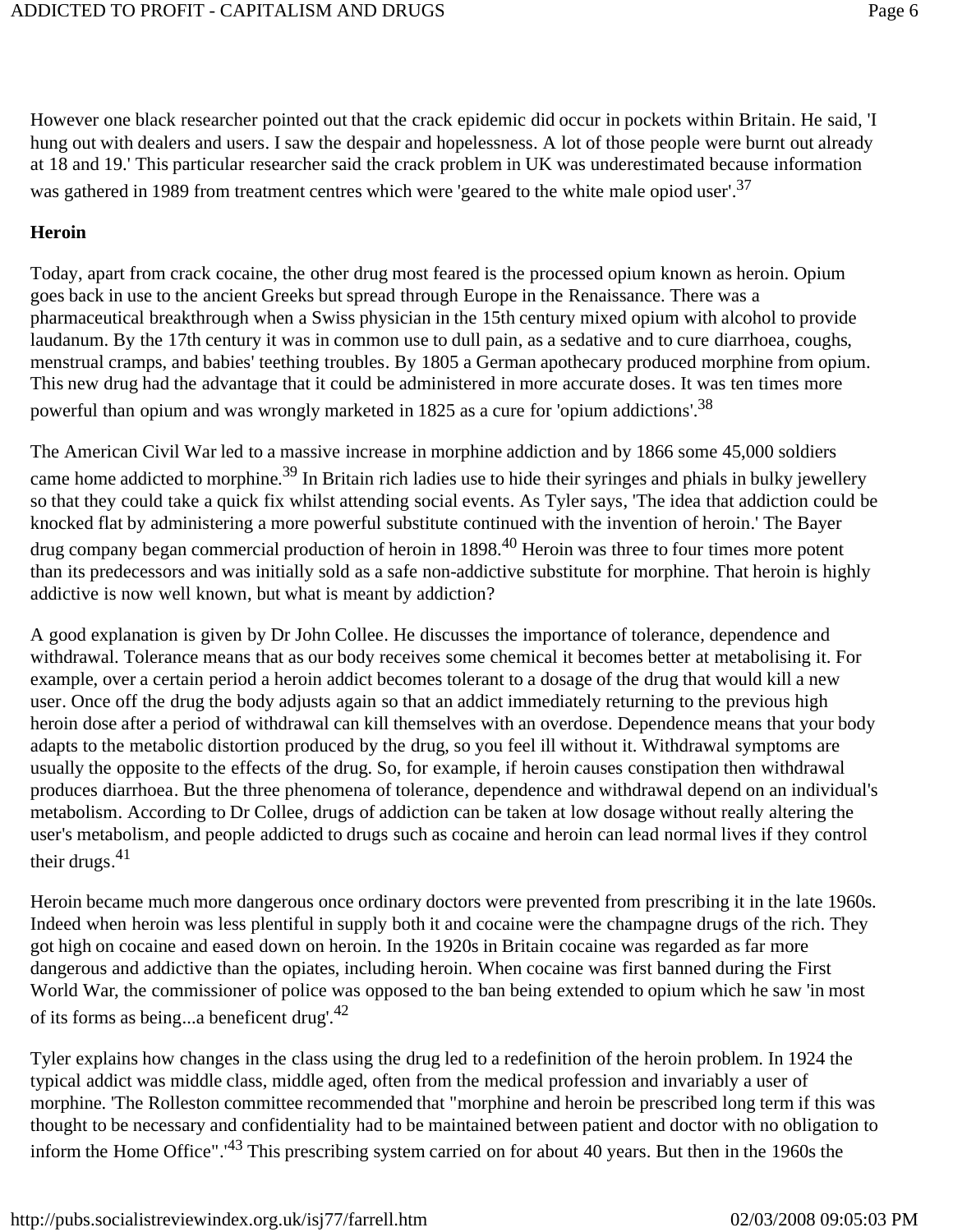However one black researcher pointed out that the crack epidemic did occur in pockets within Britain. He said, 'I hung out with dealers and users. I saw the despair and hopelessness. A lot of those people were burnt out already at 18 and 19.' This particular researcher said the crack problem in UK was underestimated because information was gathered in 1989 from treatment centres which were 'geared to the white male opiod user'.[37]

**Heroin**

Today, apart from crack cocaine, the other drug most feared is the processed opium known as heroin. Opium goes back in use to the ancient Greeks but spread through Europe in the Renaissance. There was a pharmaceutical breakthrough when a Swiss physician in the 15th century mixed opium with alcohol to provide laudanum. By the 17th century it was in common use to dull pain, as a sedative and to cure diarrhoea, coughs, menstrual cramps, and babies' teething troubles. By 1805 a German apothecary produced morphine from opium. This new drug had the advantage that it could be administered in more accurate doses. It was ten times more powerful than opium and was wrongly marketed in 1825 as a cure for 'opium addictions'.[38]

The American Civil War led to a massive increase in morphine addiction and by 1866 some 45,000 soldiers came home addicted to morphine.[39] In Britain rich ladies use to hide their syringes and phials in bulky jewellery so that they could take a quick fix whilst attending social events. As Tyler says, 'The idea that addiction could be knocked flat by administering a more powerful substitute continued with the invention of heroin.' The Bayer drug company began commercial production of heroin in 1898.[40] Heroin was three to four times more potent than its predecessors and was initially sold as a safe non-addictive substitute for morphine. That heroin is highly addictive is now well known, but what is meant by addiction?

A good explanation is given by Dr John Collee. He discusses the importance of tolerance, dependence and withdrawal. Tolerance means that as our body receives some chemical it becomes better at metabolising it. For example, over a certain period a heroin addict becomes tolerant to a dosage of the drug that would kill a new user. Once off the drug the body adjusts again so that an addict immediately returning to the previous high heroin dose after a period of withdrawal can kill themselves with an overdose. Dependence means that your body adapts to the metabolic distortion produced by the drug, so you feel ill without it. Withdrawal symptoms are usually the opposite to the effects of the drug. So, for example, if heroin causes constipation then withdrawal produces diarrhoea. But the three phenomena of tolerance, dependence and withdrawal depend on an individual's metabolism. According to Dr Collee, drugs of addiction can be taken at low dosage without really altering the user's metabolism, and people addicted to drugs such as cocaine and heroin can lead normal lives if they control their drugs.[41]

Heroin became much more dangerous once ordinary doctors were prevented from prescribing it in the late 1960s. Indeed when heroin was less plentiful in supply both it and cocaine were the champagne drugs of the rich. They got high on cocaine and eased down on heroin. In the 1920s in Britain cocaine was regarded as far more dangerous and addictive than the opiates, including heroin. When cocaine was first banned during the First World War, the commissioner of police was opposed to the ban being extended to opium which he saw 'in most of its forms as being...a beneficent drug'.[42]

Tyler explains how changes in the class using the drug led to a redefinition of the heroin problem. In 1924 the typical addict was middle class, middle aged, often from the medical profession and invariably a user of morphine. 'The Rolleston committee recommended that "morphine and heroin be prescribed long term if this was thought to be necessary and confidentiality had to be maintained between patient and doctor with no obligation to inform the Home Office"'.[43] This prescribing system carried on for about 40 years. But then in the 1960s the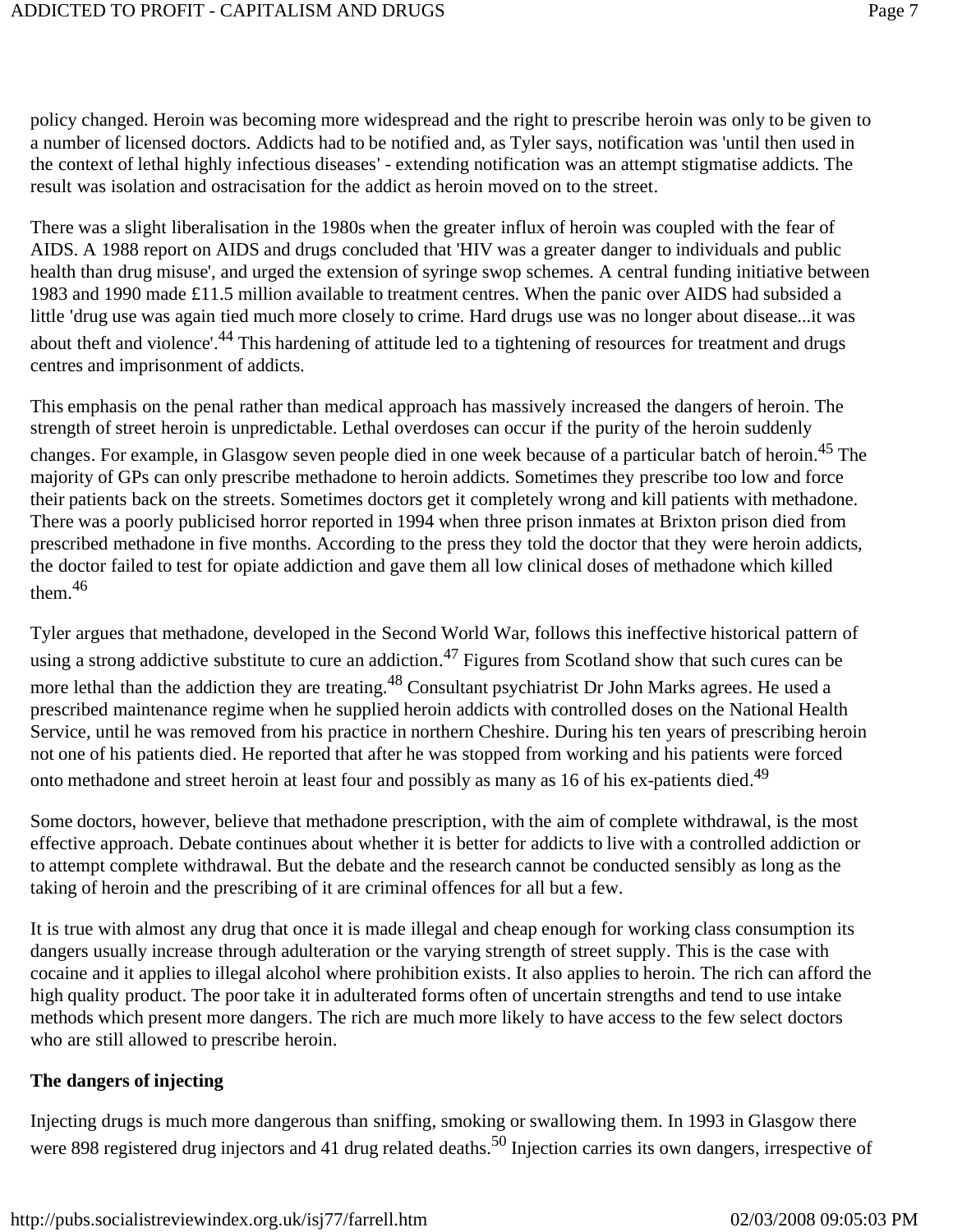policy changed. Heroin was becoming more widespread and the right to prescribe heroin was only to be given to a number of licensed doctors. Addicts had to be notified and, as Tyler says, notification was 'until then used in the context of lethal highly infectious diseases' - extending notification was an attempt stigmatise addicts. The result was isolation and ostracisation for the addict as heroin moved on to the street.

There was a slight liberalisation in the 1980s when the greater influx of heroin was coupled with the fear of AIDS. A 1988 report on AIDS and drugs concluded that 'HIV was a greater danger to individuals and public health than drug misuse', and urged the extension of syringe swop schemes. A central funding initiative between 1983 and 1990 made £11.5 million available to treatment centres. When the panic over AIDS had subsided a little 'drug use was again tied much more closely to crime. Hard drugs use was no longer about disease...it was about theft and violence'.[44] This hardening of attitude led to a tightening of resources for treatment and drugs centres and imprisonment of addicts.

This emphasis on the penal rather than medical approach has massively increased the dangers of heroin. The strength of street heroin is unpredictable. Lethal overdoses can occur if the purity of the heroin suddenly changes. For example, in Glasgow seven people died in one week because of a particular batch of heroin.[45] The majority of GPs can only prescribe methadone to heroin addicts. Sometimes they prescribe too low and force their patients back on the streets. Sometimes doctors get it completely wrong and kill patients with methadone. There was a poorly publicised horror reported in 1994 when three prison inmates at Brixton prison died from prescribed methadone in five months. According to the press they told the doctor that they were heroin addicts, the doctor failed to test for opiate addiction and gave them all low clinical doses of methadone which killed them.[46]

Tyler argues that methadone, developed in the Second World War, follows this ineffective historical pattern of using a strong addictive substitute to cure an addiction.[47] Figures from Scotland show that such cures can be more lethal than the addiction they are treating.[48] Consultant psychiatrist Dr John Marks agrees. He used a prescribed maintenance regime when he supplied heroin addicts with controlled doses on the National Health Service, until he was removed from his practice in northern Cheshire. During his ten years of prescribing heroin not one of his patients died. He reported that after he was stopped from working and his patients were forced onto methadone and street heroin at least four and possibly as many as 16 of his ex-patients died.[49]

Some doctors, however, believe that methadone prescription, with the aim of complete withdrawal, is the most effective approach. Debate continues about whether it is better for addicts to live with a controlled addiction or to attempt complete withdrawal. But the debate and the research cannot be conducted sensibly as long as the taking of heroin and the prescribing of it are criminal offences for all but a few.

It is true with almost any drug that once it is made illegal and cheap enough for working class consumption its dangers usually increase through adulteration or the varying strength of street supply. This is the case with cocaine and it applies to illegal alcohol where prohibition exists. It also applies to heroin. The rich can afford the high quality product. The poor take it in adulterated forms often of uncertain strengths and tend to use intake methods which present more dangers. The rich are much more likely to have access to the few select doctors who are still allowed to prescribe heroin.

**The dangers of injecting**

Injecting drugs is much more dangerous than sniffing, smoking or swallowing them. In 1993 in Glasgow there were 898 registered drug injectors and 41 drug related deaths.[50] Injection carries its own dangers, irrespective of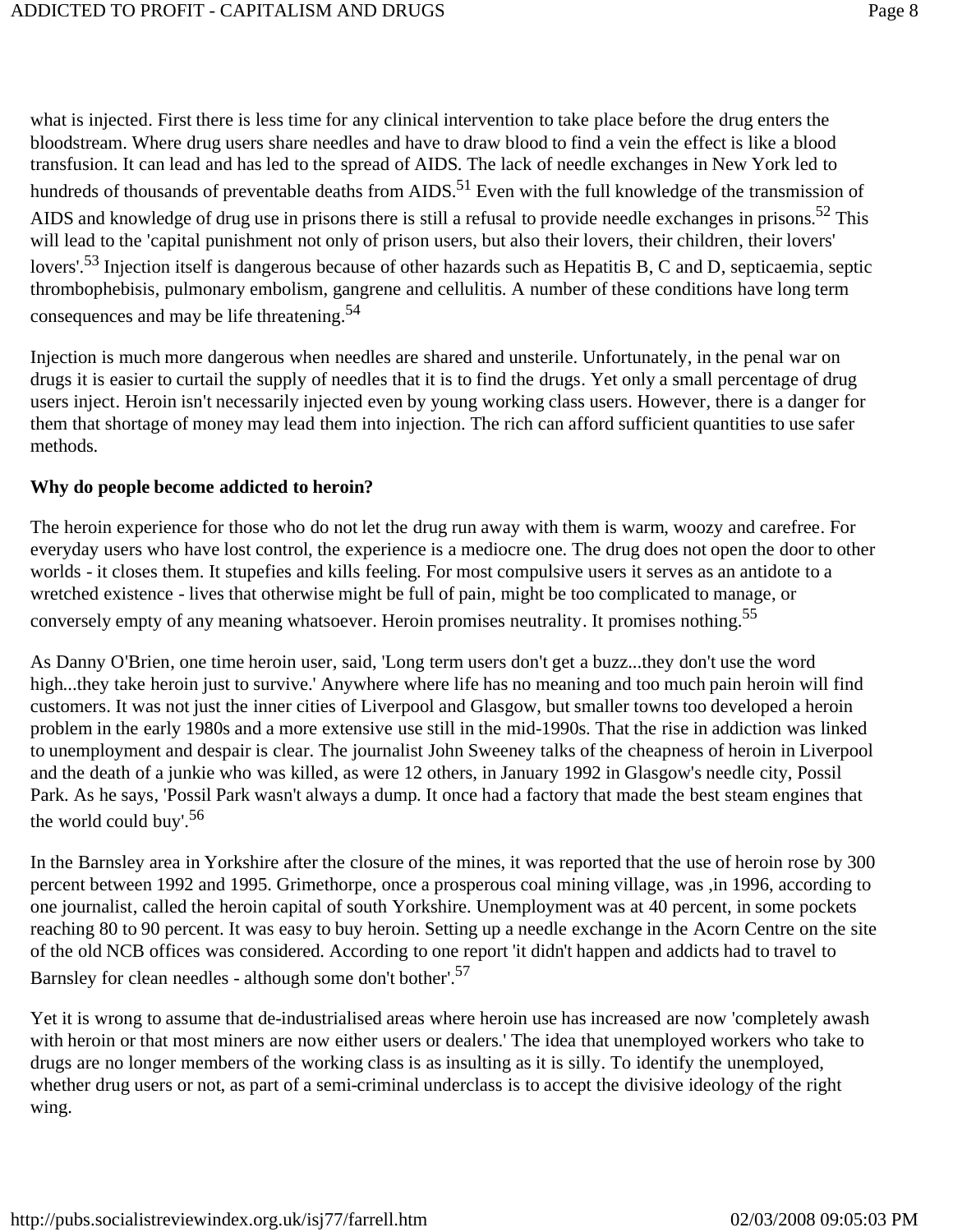what is injected. First there is less time for any clinical intervention to take place before the drug enters the bloodstream. Where drug users share needles and have to draw blood to find a vein the effect is like a blood transfusion. It can lead and has led to the spread of AIDS. The lack of needle exchanges in New York led to hundreds of thousands of preventable deaths from AIDS.[51] Even with the full knowledge of the transmission of AIDS and knowledge of drug use in prisons there is still a refusal to provide needle exchanges in prisons.[52] This will lead to the 'capital punishment not only of prison users, but also their lovers, their children, their lovers' lovers'.[53] Injection itself is dangerous because of other hazards such as Hepatitis B, C and D, septicaemia, septic thrombophebisis, pulmonary embolism, gangrene and cellulitis. A number of these conditions have long term consequences and may be life threatening.[54]

Injection is much more dangerous when needles are shared and unsterile. Unfortunately, in the penal war on drugs it is easier to curtail the supply of needles that it is to find the drugs. Yet only a small percentage of drug users inject. Heroin isn't necessarily injected even by young working class users. However, there is a danger for them that shortage of money may lead them into injection. The rich can afford sufficient quantities to use safer methods.

**Why do people become addicted to heroin?**

The heroin experience for those who do not let the drug run away with them is warm, woozy and carefree. For everyday users who have lost control, the experience is a mediocre one. The drug does not open the door to other worlds - it closes them. It stupefies and kills feeling. For most compulsive users it serves as an antidote to a wretched existence - lives that otherwise might be full of pain, might be too complicated to manage, or conversely empty of any meaning whatsoever. Heroin promises neutrality. It promises nothing.[55]

As Danny O'Brien, one time heroin user, said, 'Long term users don't get a buzz...they don't use the word high...they take heroin just to survive.' Anywhere where life has no meaning and too much pain heroin will find customers. It was not just the inner cities of Liverpool and Glasgow, but smaller towns too developed a heroin problem in the early 1980s and a more extensive use still in the mid-1990s. That the rise in addiction was linked to unemployment and despair is clear. The journalist John Sweeney talks of the cheapness of heroin in Liverpool and the death of a junkie who was killed, as were 12 others, in January 1992 in Glasgow's needle city, Possil Park. As he says, 'Possil Park wasn't always a dump. It once had a factory that made the best steam engines that the world could buy'.[56]

In the Barnsley area in Yorkshire after the closure of the mines, it was reported that the use of heroin rose by 300 percent between 1992 and 1995. Grimethorpe, once a prosperous coal mining village, was ,in 1996, according to one journalist, called the heroin capital of south Yorkshire. Unemployment was at 40 percent, in some pockets reaching 80 to 90 percent. It was easy to buy heroin. Setting up a needle exchange in the Acorn Centre on the site of the old NCB offices was considered. According to one report 'it didn't happen and addicts had to travel to Barnsley for clean needles - although some don't bother'.[57]

Yet it is wrong to assume that de-industrialised areas where heroin use has increased are now 'completely awash with heroin or that most miners are now either users or dealers.' The idea that unemployed workers who take to drugs are no longer members of the working class is as insulting as it is silly. To identify the unemployed, whether drug users or not, as part of a semi-criminal underclass is to accept the divisive ideology of the right wing.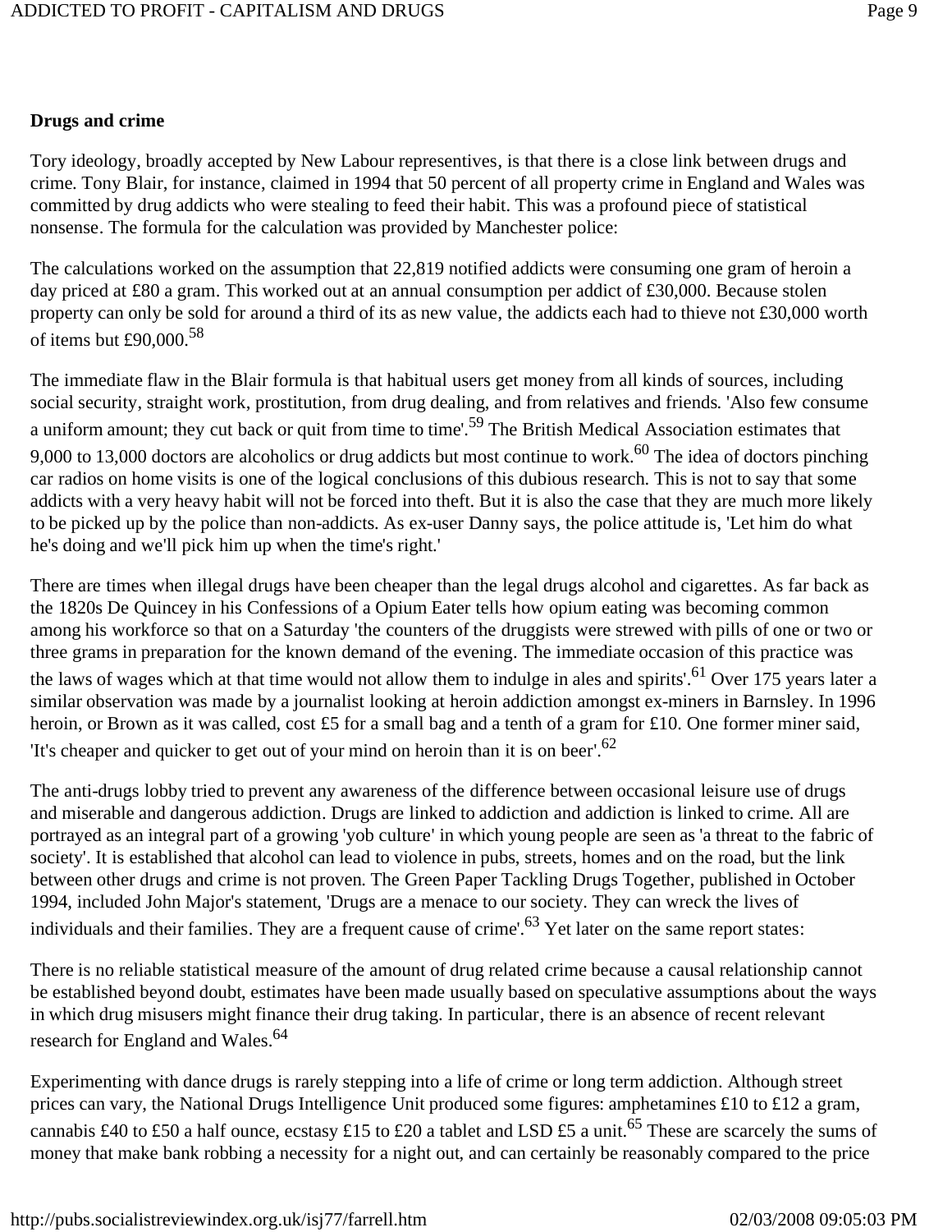**Drugs and crime**

Tory ideology, broadly accepted by New Labour representives, is that there is a close link between drugs and crime. Tony Blair, for instance, claimed in 1994 that 50 percent of all property crime in England and Wales was committed by drug addicts who were stealing to feed their habit. This was a profound piece of statistical nonsense. The formula for the calculation was provided by Manchester police:

The calculations worked on the assumption that 22,819 notified addicts were consuming one gram of heroin a day priced at £80 a gram. This worked out at an annual consumption per addict of £30,000. Because stolen property can only be sold for around a third of its as new value, the addicts each had to thieve not £30,000 worth of items but £90,000.[58]

The immediate flaw in the Blair formula is that habitual users get money from all kinds of sources, including social security, straight work, prostitution, from drug dealing, and from relatives and friends. 'Also few consume a uniform amount; they cut back or quit from time to time'.[59] The British Medical Association estimates that 9,000 to 13,000 doctors are alcoholics or drug addicts but most continue to work.[60] The idea of doctors pinching car radios on home visits is one of the logical conclusions of this dubious research. This is not to say that some addicts with a very heavy habit will not be forced into theft. But it is also the case that they are much more likely to be picked up by the police than non-addicts. As ex-user Danny says, the police attitude is, 'Let him do what he's doing and we'll pick him up when the time's right.'

There are times when illegal drugs have been cheaper than the legal drugs alcohol and cigarettes. As far back as the 1820s De Quincey in his Confessions of a Opium Eater tells how opium eating was becoming common among his workforce so that on a Saturday 'the counters of the druggists were strewed with pills of one or two or three grams in preparation for the known demand of the evening. The immediate occasion of this practice was the laws of wages which at that time would not allow them to indulge in ales and spirits'.[61] Over 175 years later a similar observation was made by a journalist looking at heroin addiction amongst ex-miners in Barnsley. In 1996 heroin, or Brown as it was called, cost £5 for a small bag and a tenth of a gram for £10. One former miner said, 'It's cheaper and quicker to get out of your mind on heroin than it is on beer'.[62]

The anti-drugs lobby tried to prevent any awareness of the difference between occasional leisure use of drugs and miserable and dangerous addiction. Drugs are linked to addiction and addiction is linked to crime. All are portrayed as an integral part of a growing 'yob culture' in which young people are seen as 'a threat to the fabric of society'. It is established that alcohol can lead to violence in pubs, streets, homes and on the road, but the link between other drugs and crime is not proven. The Green Paper Tackling Drugs Together, published in October 1994, included John Major's statement, 'Drugs are a menace to our society. They can wreck the lives of individuals and their families. They are a frequent cause of crime'.[63] Yet later on the same report states:

There is no reliable statistical measure of the amount of drug related crime because a causal relationship cannot be established beyond doubt, estimates have been made usually based on speculative assumptions about the ways in which drug misusers might finance their drug taking. In particular, there is an absence of recent relevant research for England and Wales.[64]

Experimenting with dance drugs is rarely stepping into a life of crime or long term addiction. Although street prices can vary, the National Drugs Intelligence Unit produced some figures: amphetamines £10 to £12 a gram, cannabis £40 to £50 a half ounce, ecstasy £15 to £20 a tablet and LSD £5 a unit.[65] These are scarcely the sums of money that make bank robbing a necessity for a night out, and can certainly be reasonably compared to the price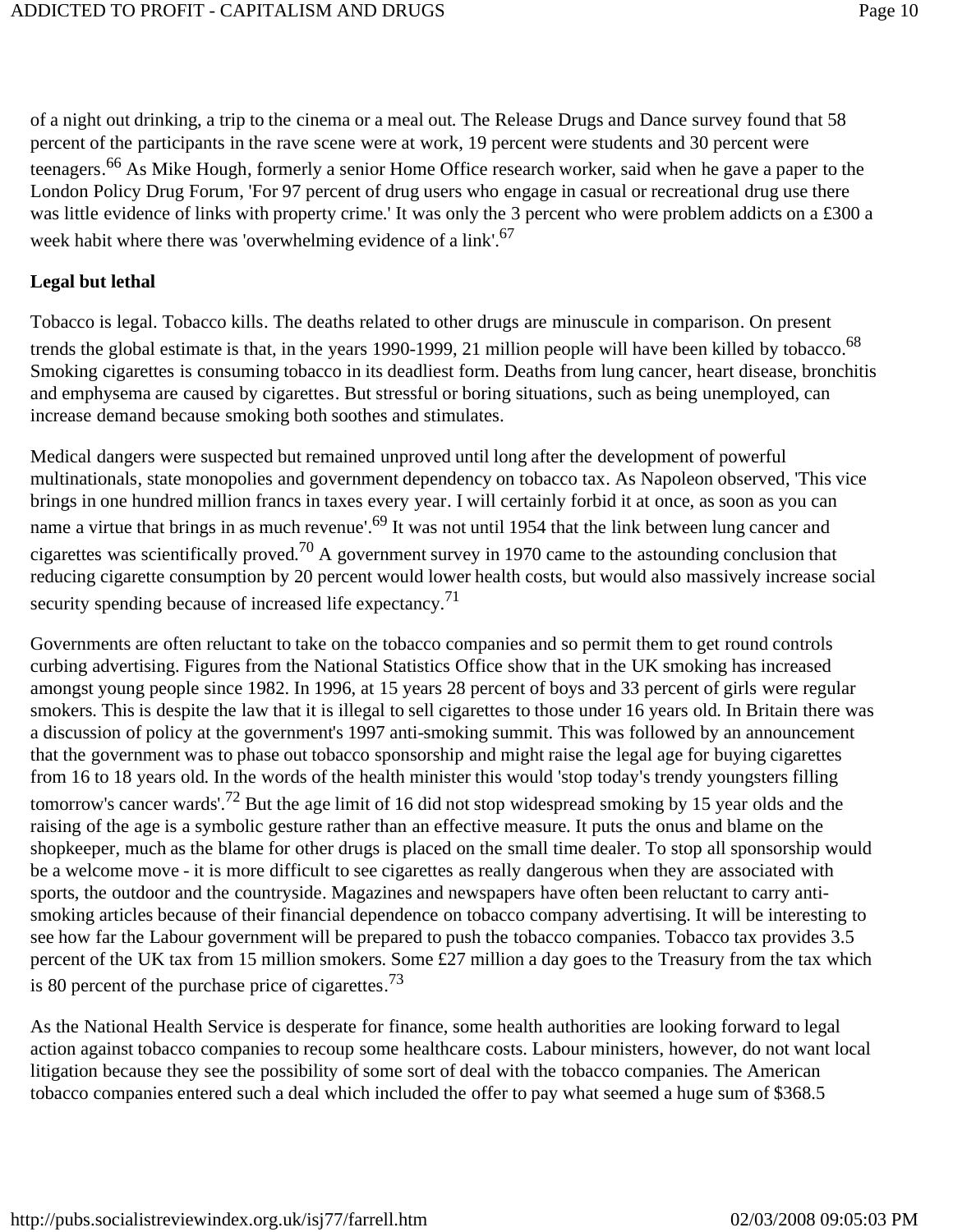of a night out drinking, a trip to the cinema or a meal out. The Release Drugs and Dance survey found that 58 percent of the participants in the rave scene were at work, 19 percent were students and 30 percent were teenagers.[66] As Mike Hough, formerly a senior Home Office research worker, said when he gave a paper to the London Policy Drug Forum, 'For 97 percent of drug users who engage in casual or recreational drug use there was little evidence of links with property crime.' It was only the 3 percent who were problem addicts on a £300 a week habit where there was 'overwhelming evidence of a link'.[67]

**Legal but lethal**

Tobacco is legal. Tobacco kills. The deaths related to other drugs are minuscule in comparison. On present trends the global estimate is that, in the years 1990-1999, 21 million people will have been killed by tobacco.[68] Smoking cigarettes is consuming tobacco in its deadliest form. Deaths from lung cancer, heart disease, bronchitis and emphysema are caused by cigarettes. But stressful or boring situations, such as being unemployed, can increase demand because smoking both soothes and stimulates.

Medical dangers were suspected but remained unproved until long after the development of powerful multinationals, state monopolies and government dependency on tobacco tax. As Napoleon observed, 'This vice brings in one hundred million francs in taxes every year. I will certainly forbid it at once, as soon as you can name a virtue that brings in as much revenue'.[69] It was not until 1954 that the link between lung cancer and cigarettes was scientifically proved.[70] A government survey in 1970 came to the astounding conclusion that reducing cigarette consumption by 20 percent would lower health costs, but would also massively increase social security spending because of increased life expectancy.[71]

Governments are often reluctant to take on the tobacco companies and so permit them to get round controls curbing advertising. Figures from the National Statistics Office show that in the UK smoking has increased amongst young people since 1982. In 1996, at 15 years 28 percent of boys and 33 percent of girls were regular smokers. This is despite the law that it is illegal to sell cigarettes to those under 16 years old. In Britain there was a discussion of policy at the government's 1997 anti-smoking summit. This was followed by an announcement that the government was to phase out tobacco sponsorship and might raise the legal age for buying cigarettes from 16 to 18 years old. In the words of the health minister this would 'stop today's trendy youngsters filling tomorrow's cancer wards'.[72] But the age limit of 16 did not stop widespread smoking by 15 year olds and the raising of the age is a symbolic gesture rather than an effective measure. It puts the onus and blame on the shopkeeper, much as the blame for other drugs is placed on the small time dealer. To stop all sponsorship would be a welcome move - it is more difficult to see cigarettes as really dangerous when they are associated with sports, the outdoor and the countryside. Magazines and newspapers have often been reluctant to carry anti-smoking articles because of their financial dependence on tobacco company advertising. It will be interesting to see how far the Labour government will be prepared to push the tobacco companies. Tobacco tax provides 3.5 percent of the UK tax from 15 million smokers. Some £27 million a day goes to the Treasury from the tax which is 80 percent of the purchase price of cigarettes.[73]

As the National Health Service is desperate for finance, some health authorities are looking forward to legal action against tobacco companies to recoup some healthcare costs. Labour ministers, however, do not want local litigation because they see the possibility of some sort of deal with the tobacco companies. The American tobacco companies entered such a deal which included the offer to pay what seemed a huge sum of $368.5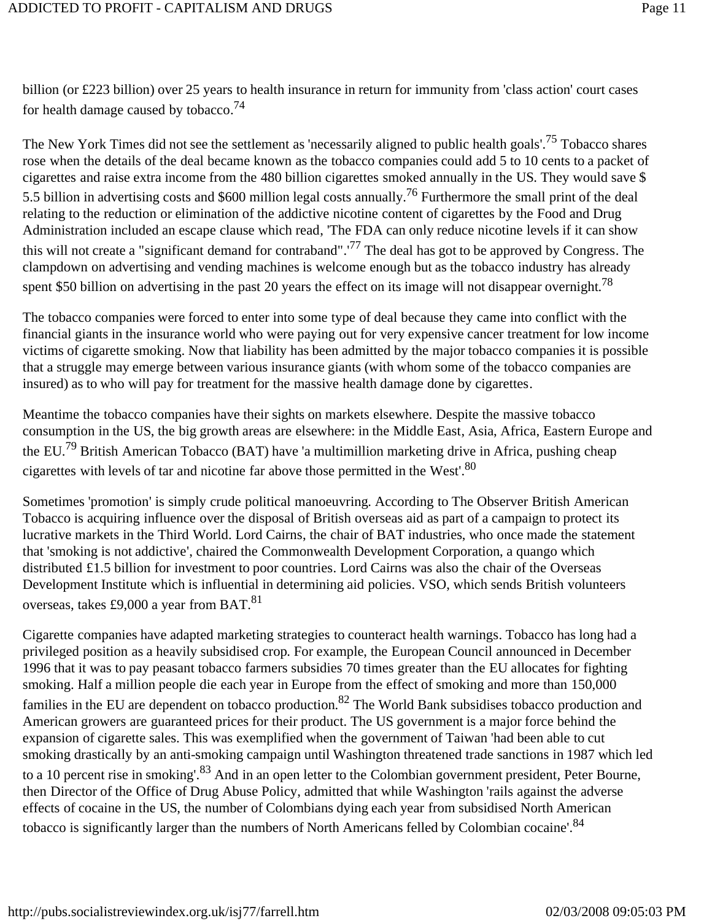billion (or £223 billion) over 25 years to health insurance in return for immunity from 'class action' court cases for health damage caused by tobacco.[74]

The New York Times did not see the settlement as 'necessarily aligned to public health goals'.[75] Tobacco shares rose when the details of the deal became known as the tobacco companies could add 5 to 10 cents to a packet of cigarettes and raise extra income from the 480 billion cigarettes smoked annually in the US. They would save $ 5.5 billion in advertising costs and $600 million legal costs annually.[76] Furthermore the small print of the deal relating to the reduction or elimination of the addictive nicotine content of cigarettes by the Food and Drug Administration included an escape clause which read, 'The FDA can only reduce nicotine levels if it can show this will not create a "significant demand for contraband".'[77] The deal has got to be approved by Congress. The clampdown on advertising and vending machines is welcome enough but as the tobacco industry has already spent $50 billion on advertising in the past 20 years the effect on its image will not disappear overnight.[78]

The tobacco companies were forced to enter into some type of deal because they came into conflict with the financial giants in the insurance world who were paying out for very expensive cancer treatment for low income victims of cigarette smoking. Now that liability has been admitted by the major tobacco companies it is possible that a struggle may emerge between various insurance giants (with whom some of the tobacco companies are insured) as to who will pay for treatment for the massive health damage done by cigarettes.

Meantime the tobacco companies have their sights on markets elsewhere. Despite the massive tobacco consumption in the US, the big growth areas are elsewhere: in the Middle East, Asia, Africa, Eastern Europe and the EU.[79] British American Tobacco (BAT) have 'a multimillion marketing drive in Africa, pushing cheap cigarettes with levels of tar and nicotine far above those permitted in the West'.[80]

Sometimes 'promotion' is simply crude political manoeuvring. According to The Observer British American Tobacco is acquiring influence over the disposal of British overseas aid as part of a campaign to protect its lucrative markets in the Third World. Lord Cairns, the chair of BAT industries, who once made the statement that 'smoking is not addictive', chaired the Commonwealth Development Corporation, a quango which distributed £1.5 billion for investment to poor countries. Lord Cairns was also the chair of the Overseas Development Institute which is influential in determining aid policies. VSO, which sends British volunteers overseas, takes £9,000 a year from BAT.[81]

Cigarette companies have adapted marketing strategies to counteract health warnings. Tobacco has long had a privileged position as a heavily subsidised crop. For example, the European Council announced in December 1996 that it was to pay peasant tobacco farmers subsidies 70 times greater than the EU allocates for fighting smoking. Half a million people die each year in Europe from the effect of smoking and more than 150,000 families in the EU are dependent on tobacco production.[82] The World Bank subsidises tobacco production and American growers are guaranteed prices for their product. The US government is a major force behind the expansion of cigarette sales. This was exemplified when the government of Taiwan 'had been able to cut smoking drastically by an anti-smoking campaign until Washington threatened trade sanctions in 1987 which led to a 10 percent rise in smoking'.[83] And in an open letter to the Colombian government president, Peter Bourne, then Director of the Office of Drug Abuse Policy, admitted that while Washington 'rails against the adverse effects of cocaine in the US, the number of Colombians dying each year from subsidised North American tobacco is significantly larger than the numbers of North Americans felled by Colombian cocaine'.[84]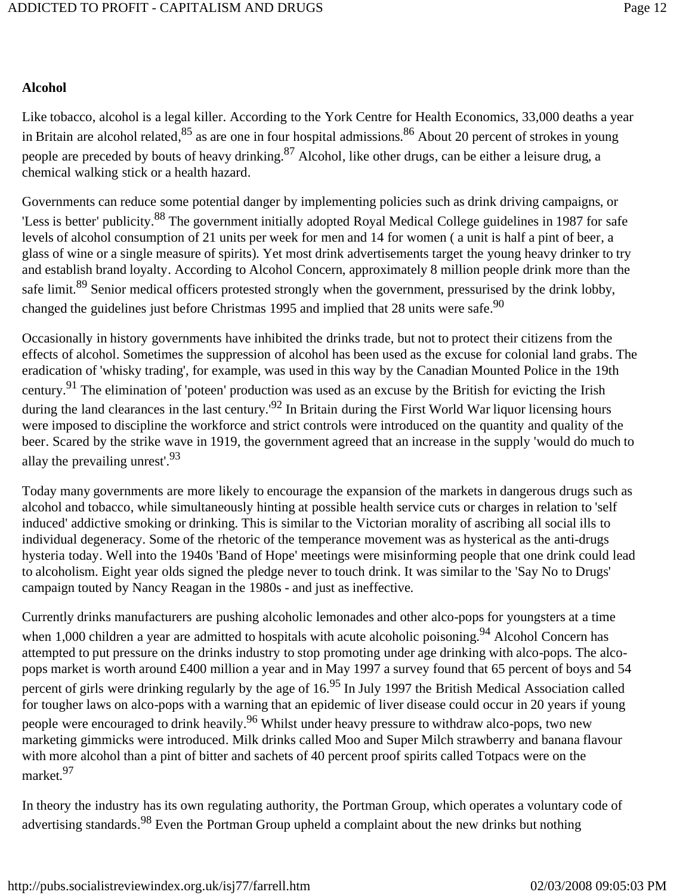**Alcohol**

Like tobacco, alcohol is a legal killer. According to the York Centre for Health Economics, 33,000 deaths a year in Britain are alcohol related,[85] as are one in four hospital admissions.[86] About 20 percent of strokes in young people are preceded by bouts of heavy drinking.[87] Alcohol, like other drugs, can be either a leisure drug, a chemical walking stick or a health hazard.

Governments can reduce some potential danger by implementing policies such as drink driving campaigns, or 'Less is better' publicity.[88] The government initially adopted Royal Medical College guidelines in 1987 for safe levels of alcohol consumption of 21 units per week for men and 14 for women ( a unit is half a pint of beer, a glass of wine or a single measure of spirits). Yet most drink advertisements target the young heavy drinker to try and establish brand loyalty. According to Alcohol Concern, approximately 8 million people drink more than the safe limit.[89] Senior medical officers protested strongly when the government, pressurised by the drink lobby, changed the guidelines just before Christmas 1995 and implied that 28 units were safe.[90]

Occasionally in history governments have inhibited the drinks trade, but not to protect their citizens from the effects of alcohol. Sometimes the suppression of alcohol has been used as the excuse for colonial land grabs. The eradication of 'whisky trading', for example, was used in this way by the Canadian Mounted Police in the 19th century.[91] The elimination of 'poteen' production was used as an excuse by the British for evicting the Irish during the land clearances in the last century.'[92] In Britain during the First World War liquor licensing hours were imposed to discipline the workforce and strict controls were introduced on the quantity and quality of the beer. Scared by the strike wave in 1919, the government agreed that an increase in the supply 'would do much to allay the prevailing unrest'.[93]

Today many governments are more likely to encourage the expansion of the markets in dangerous drugs such as alcohol and tobacco, while simultaneously hinting at possible health service cuts or charges in relation to 'self induced' addictive smoking or drinking. This is similar to the Victorian morality of ascribing all social ills to individual degeneracy. Some of the rhetoric of the temperance movement was as hysterical as the anti-drugs hysteria today. Well into the 1940s 'Band of Hope' meetings were misinforming people that one drink could lead to alcoholism. Eight year olds signed the pledge never to touch drink. It was similar to the 'Say No to Drugs' campaign touted by Nancy Reagan in the 1980s - and just as ineffective.

Currently drinks manufacturers are pushing alcoholic lemonades and other alco-pops for youngsters at a time when 1,000 children a year are admitted to hospitals with acute alcoholic poisoning.[94] Alcohol Concern has attempted to put pressure on the drinks industry to stop promoting under age drinking with alco-pops. The alco-pops market is worth around £400 million a year and in May 1997 a survey found that 65 percent of boys and 54 percent of girls were drinking regularly by the age of 16.[95] In July 1997 the British Medical Association called for tougher laws on alco-pops with a warning that an epidemic of liver disease could occur in 20 years if young people were encouraged to drink heavily.[96] Whilst under heavy pressure to withdraw alco-pops, two new marketing gimmicks were introduced. Milk drinks called Moo and Super Milch strawberry and banana flavour with more alcohol than a pint of bitter and sachets of 40 percent proof spirits called Totpacs were on the market.[97]

In theory the industry has its own regulating authority, the Portman Group, which operates a voluntary code of advertising standards.[98] Even the Portman Group upheld a complaint about the new drinks but nothing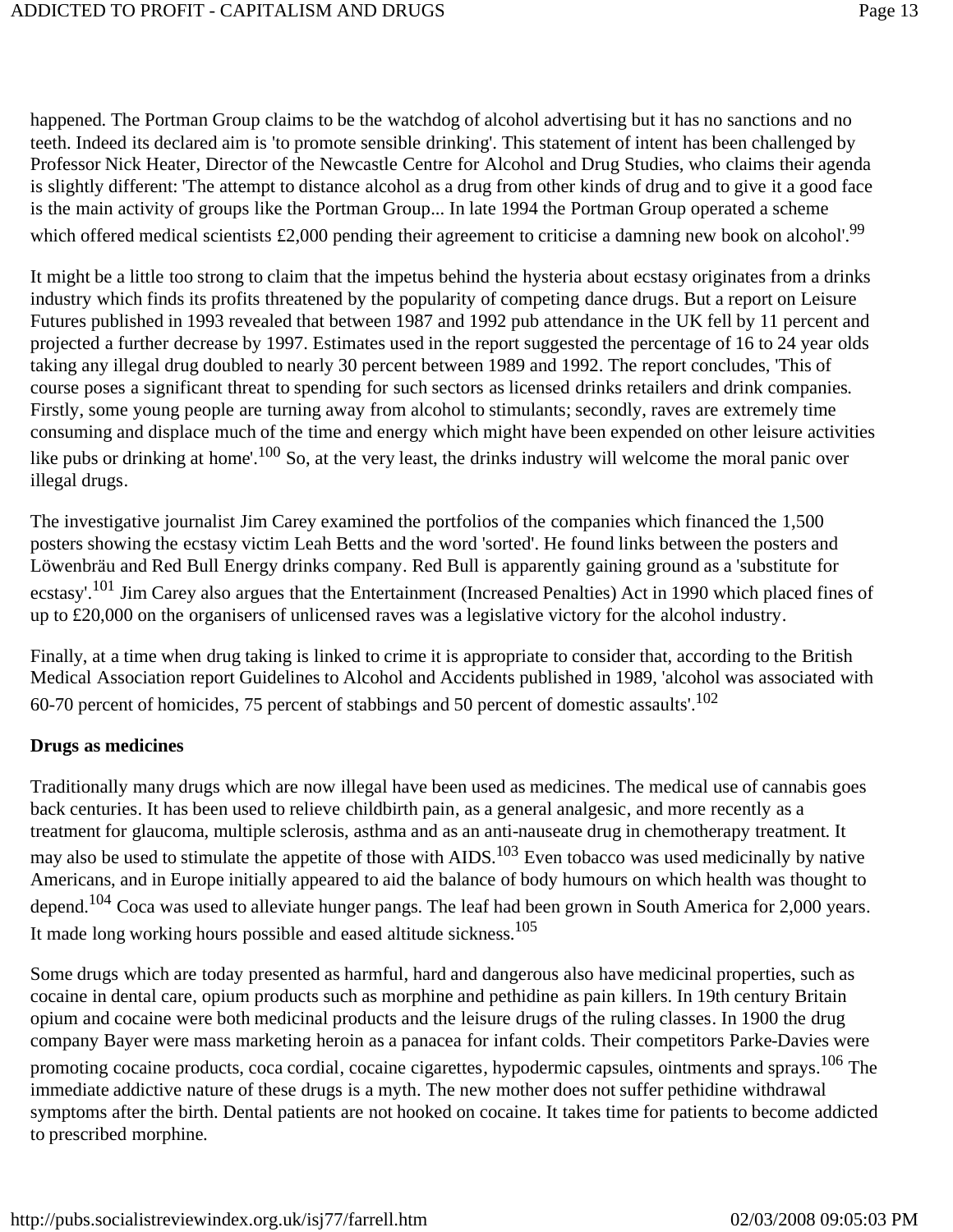happened. The Portman Group claims to be the watchdog of alcohol advertising but it has no sanctions and no teeth. Indeed its declared aim is 'to promote sensible drinking'. This statement of intent has been challenged by Professor Nick Heater, Director of the Newcastle Centre for Alcohol and Drug Studies, who claims their agenda is slightly different: 'The attempt to distance alcohol as a drug from other kinds of drug and to give it a good face is the main activity of groups like the Portman Group... In late 1994 the Portman Group operated a scheme which offered medical scientists £2,000 pending their agreement to criticise a damning new book on alcohol'.[99]

It might be a little too strong to claim that the impetus behind the hysteria about ecstasy originates from a drinks industry which finds its profits threatened by the popularity of competing dance drugs. But a report on Leisure Futures published in 1993 revealed that between 1987 and 1992 pub attendance in the UK fell by 11 percent and projected a further decrease by 1997. Estimates used in the report suggested the percentage of 16 to 24 year olds taking any illegal drug doubled to nearly 30 percent between 1989 and 1992. The report concludes, 'This of course poses a significant threat to spending for such sectors as licensed drinks retailers and drink companies. Firstly, some young people are turning away from alcohol to stimulants; secondly, raves are extremely time consuming and displace much of the time and energy which might have been expended on other leisure activities like pubs or drinking at home'.[100] So, at the very least, the drinks industry will welcome the moral panic over illegal drugs.

The investigative journalist Jim Carey examined the portfolios of the companies which financed the 1,500 posters showing the ecstasy victim Leah Betts and the word 'sorted'. He found links between the posters and Löwenbräu and Red Bull Energy drinks company. Red Bull is apparently gaining ground as a 'substitute for ecstasy'.[101] Jim Carey also argues that the Entertainment (Increased Penalties) Act in 1990 which placed fines of up to £20,000 on the organisers of unlicensed raves was a legislative victory for the alcohol industry.

Finally, at a time when drug taking is linked to crime it is appropriate to consider that, according to the British Medical Association report Guidelines to Alcohol and Accidents published in 1989, 'alcohol was associated with 60-70 percent of homicides, 75 percent of stabbings and 50 percent of domestic assaults'.[102]

**Drugs as medicines**

Traditionally many drugs which are now illegal have been used as medicines. The medical use of cannabis goes back centuries. It has been used to relieve childbirth pain, as a general analgesic, and more recently as a treatment for glaucoma, multiple sclerosis, asthma and as an anti-nauseate drug in chemotherapy treatment. It may also be used to stimulate the appetite of those with AIDS.[103] Even tobacco was used medicinally by native Americans, and in Europe initially appeared to aid the balance of body humours on which health was thought to depend.[104] Coca was used to alleviate hunger pangs. The leaf had been grown in South America for 2,000 years. It made long working hours possible and eased altitude sickness.[105]

Some drugs which are today presented as harmful, hard and dangerous also have medicinal properties, such as cocaine in dental care, opium products such as morphine and pethidine as pain killers. In 19th century Britain opium and cocaine were both medicinal products and the leisure drugs of the ruling classes. In 1900 the drug company Bayer were mass marketing heroin as a panacea for infant colds. Their competitors Parke-Davies were promoting cocaine products, coca cordial, cocaine cigarettes, hypodermic capsules, ointments and sprays.[106] The immediate addictive nature of these drugs is a myth. The new mother does not suffer pethidine withdrawal symptoms after the birth. Dental patients are not hooked on cocaine. It takes time for patients to become addicted to prescribed morphine.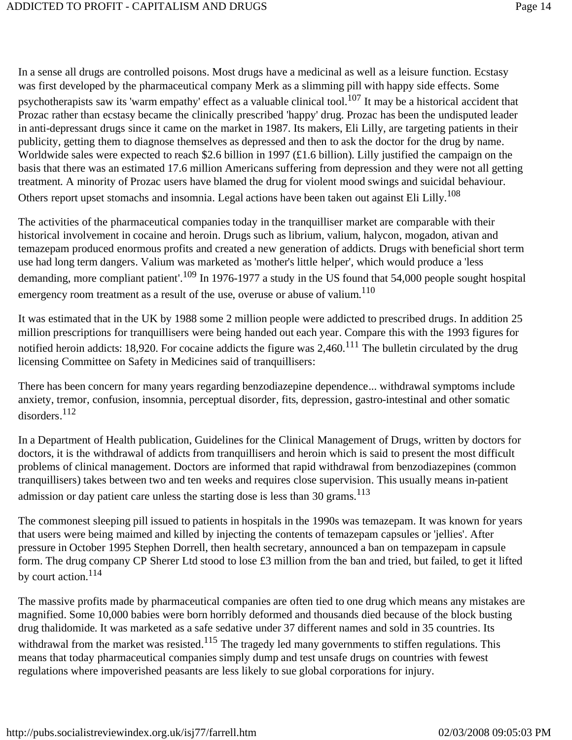In a sense all drugs are controlled poisons. Most drugs have a medicinal as well as a leisure function. Ecstasy was first developed by the pharmaceutical company Merk as a slimming pill with happy side effects. Some psychotherapists saw its 'warm empathy' effect as a valuable clinical tool.[107] It may be a historical accident that Prozac rather than ecstasy became the clinically prescribed 'happy' drug. Prozac has been the undisputed leader in anti-depressant drugs since it came on the market in 1987. Its makers, Eli Lilly, are targeting patients in their publicity, getting them to diagnose themselves as depressed and then to ask the doctor for the drug by name. Worldwide sales were expected to reach $2.6 billion in 1997 (£1.6 billion). Lilly justified the campaign on the basis that there was an estimated 17.6 million Americans suffering from depression and they were not all getting treatment. A minority of Prozac users have blamed the drug for violent mood swings and suicidal behaviour. Others report upset stomachs and insomnia. Legal actions have been taken out against Eli Lilly.[108]

The activities of the pharmaceutical companies today in the tranquilliser market are comparable with their historical involvement in cocaine and heroin. Drugs such as librium, valium, halycon, mogadon, ativan and temazepam produced enormous profits and created a new generation of addicts. Drugs with beneficial short term use had long term dangers. Valium was marketed as 'mother's little helper', which would produce a 'less demanding, more compliant patient'.[109] In 1976-1977 a study in the US found that 54,000 people sought hospital emergency room treatment as a result of the use, overuse or abuse of valium.[110]

It was estimated that in the UK by 1988 some 2 million people were addicted to prescribed drugs. In addition 25 million prescriptions for tranquillisers were being handed out each year. Compare this with the 1993 figures for notified heroin addicts: 18,920. For cocaine addicts the figure was 2,460.[111] The bulletin circulated by the drug licensing Committee on Safety in Medicines said of tranquillisers:

There has been concern for many years regarding benzodiazepine dependence... withdrawal symptoms include anxiety, tremor, confusion, insomnia, perceptual disorder, fits, depression, gastro-intestinal and other somatic disorders.[112]

In a Department of Health publication, Guidelines for the Clinical Management of Drugs, written by doctors for doctors, it is the withdrawal of addicts from tranquillisers and heroin which is said to present the most difficult problems of clinical management. Doctors are informed that rapid withdrawal from benzodiazepines (common tranquillisers) takes between two and ten weeks and requires close supervision. This usually means in-patient admission or day patient care unless the starting dose is less than 30 grams.[113]

The commonest sleeping pill issued to patients in hospitals in the 1990s was temazepam. It was known for years that users were being maimed and killed by injecting the contents of temazepam capsules or 'jellies'. After pressure in October 1995 Stephen Dorrell, then health secretary, announced a ban on tempazepam in capsule form. The drug company CP Sherer Ltd stood to lose £3 million from the ban and tried, but failed, to get it lifted by court action.[114]

The massive profits made by pharmaceutical companies are often tied to one drug which means any mistakes are magnified. Some 10,000 babies were born horribly deformed and thousands died because of the block busting drug thalidomide. It was marketed as a safe sedative under 37 different names and sold in 35 countries. Its withdrawal from the market was resisted.[115] The tragedy led many governments to stiffen regulations. This means that today pharmaceutical companies simply dump and test unsafe drugs on countries with fewest regulations where impoverished peasants are less likely to sue global corporations for injury.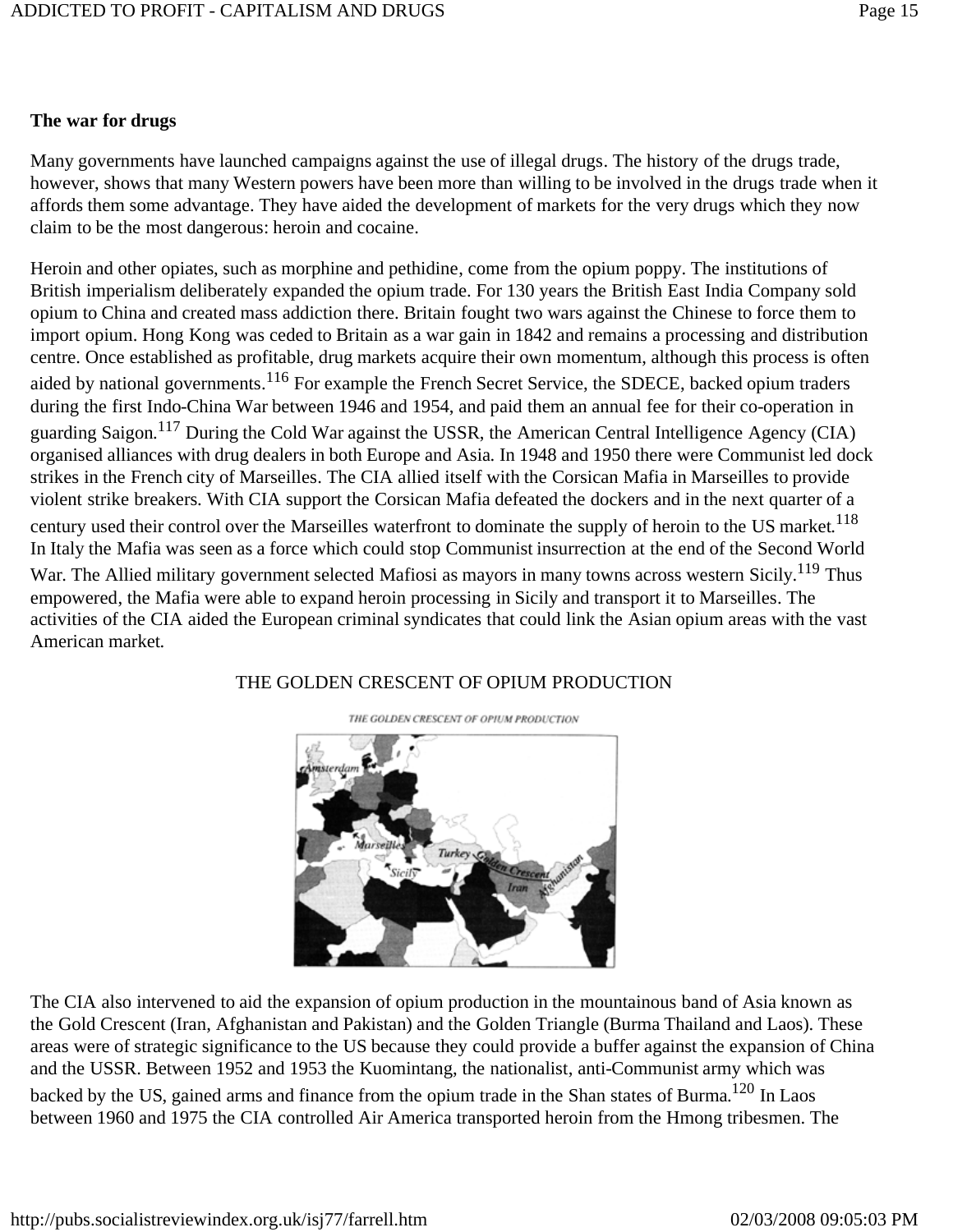**The war for drugs**

Many governments have launched campaigns against the use of illegal drugs. The history of the drugs trade, however, shows that many Western powers have been more than willing to be involved in the drugs trade when it affords them some advantage. They have aided the development of markets for the very drugs which they now claim to be the most dangerous: heroin and cocaine.

Heroin and other opiates, such as morphine and pethidine, come from the opium poppy. The institutions of British imperialism deliberately expanded the opium trade. For 130 years the British East India Company sold opium to China and created mass addiction there. Britain fought two wars against the Chinese to force them to import opium. Hong Kong was ceded to Britain as a war gain in 1842 and remains a processing and distribution centre. Once established as profitable, drug markets acquire their own momentum, although this process is often aided by national governments.[116] For example the French Secret Service, the SDECE, backed opium traders during the first Indo-China War between 1946 and 1954, and paid them an annual fee for their co-operation in guarding Saigon.[117] During the Cold War against the USSR, the American Central Intelligence Agency (CIA) organised alliances with drug dealers in both Europe and Asia. In 1948 and 1950 there were Communist led dock strikes in the French city of Marseilles. The CIA allied itself with the Corsican Mafia in Marseilles to provide violent strike breakers. With CIA support the Corsican Mafia defeated the dockers and in the next quarter of a century used their control over the Marseilles waterfront to dominate the supply of heroin to the US market.[118] In Italy the Mafia was seen as a force which could stop Communist insurrection at the end of the Second World War. The Allied military government selected Mafiosi as mayors in many towns across western Sicily.[119] Thus empowered, the Mafia were able to expand heroin processing in Sicily and transport it to Marseilles. The activities of the CIA aided the European criminal syndicates that could link the Asian opium areas with the vast American market.

THE GOLDEN CRESCENT OF OPIUM PRODUCTION

The CIA also intervened to aid the expansion of opium production in the mountainous band of Asia known as the Gold Crescent (Iran, Afghanistan and Pakistan) and the Golden Triangle (Burma Thailand and Laos). These areas were of strategic significance to the US because they could provide a buffer against the expansion of China and the USSR. Between 1952 and 1953 the Kuomintang, the nationalist, anti-Communist army which was backed by the US, gained arms and finance from the opium trade in the Shan states of Burma.[120] In Laos between 1960 and 1975 the CIA controlled Air America transported heroin from the Hmong tribesmen. The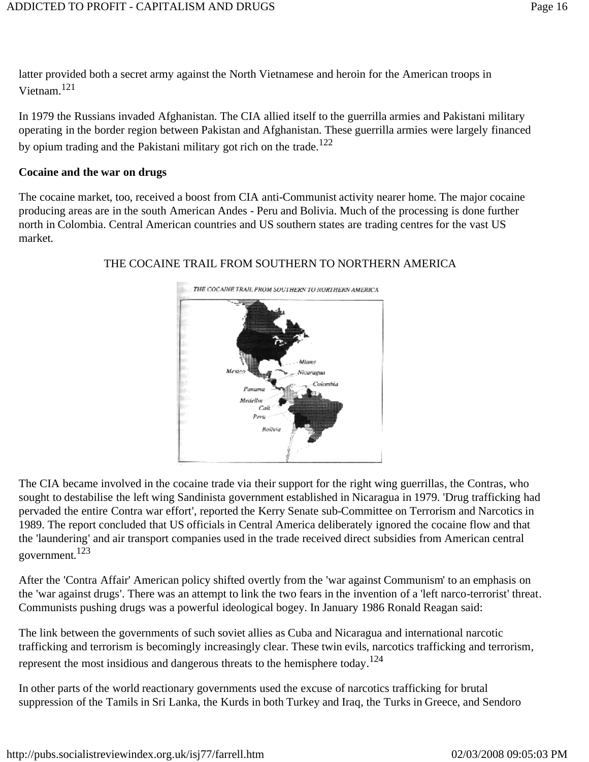latter provided both a secret army against the North Vietnamese and heroin for the American troops in Vietnam.[121]

In 1979 the Russians invaded Afghanistan. The CIA allied itself to the guerrilla armies and Pakistani military operating in the border region between Pakistan and Afghanistan. These guerrilla armies were largely financed by opium trading and the Pakistani military got rich on the trade.[122]

**Cocaine and the war on drugs**

The cocaine market, too, received a boost from CIA anti-Communist activity nearer home. The major cocaine producing areas are in the south American Andes - Peru and Bolivia. Much of the processing is done further north in Colombia. Central American countries and US southern states are trading centres for the vast US market.

THE COCAINE TRAIL FROM SOUTHERN TO NORTHERN AMERICA

The CIA became involved in the cocaine trade via their support for the right wing guerrillas, the Contras, who sought to destabilise the left wing Sandinista government established in Nicaragua in 1979. 'Drug trafficking had pervaded the entire Contra war effort', reported the Kerry Senate sub-Committee on Terrorism and Narcotics in 1989. The report concluded that US officials in Central America deliberately ignored the cocaine flow and that the 'laundering' and air transport companies used in the trade received direct subsidies from American central government.[123]

After the 'Contra Affair' American policy shifted overtly from the 'war against Communism' to an emphasis on the 'war against drugs'. There was an attempt to link the two fears in the invention of a 'left narco-terrorist' threat. Communists pushing drugs was a powerful ideological bogey. In January 1986 Ronald Reagan said:

The link between the governments of such soviet allies as Cuba and Nicaragua and international narcotic trafficking and terrorism is becomingly increasingly clear. These twin evils, narcotics trafficking and terrorism, represent the most insidious and dangerous threats to the hemisphere today.[124]

In other parts of the world reactionary governments used the excuse of narcotics trafficking for brutal suppression of the Tamils in Sri Lanka, the Kurds in both Turkey and Iraq, the Turks in Greece, and Sendoro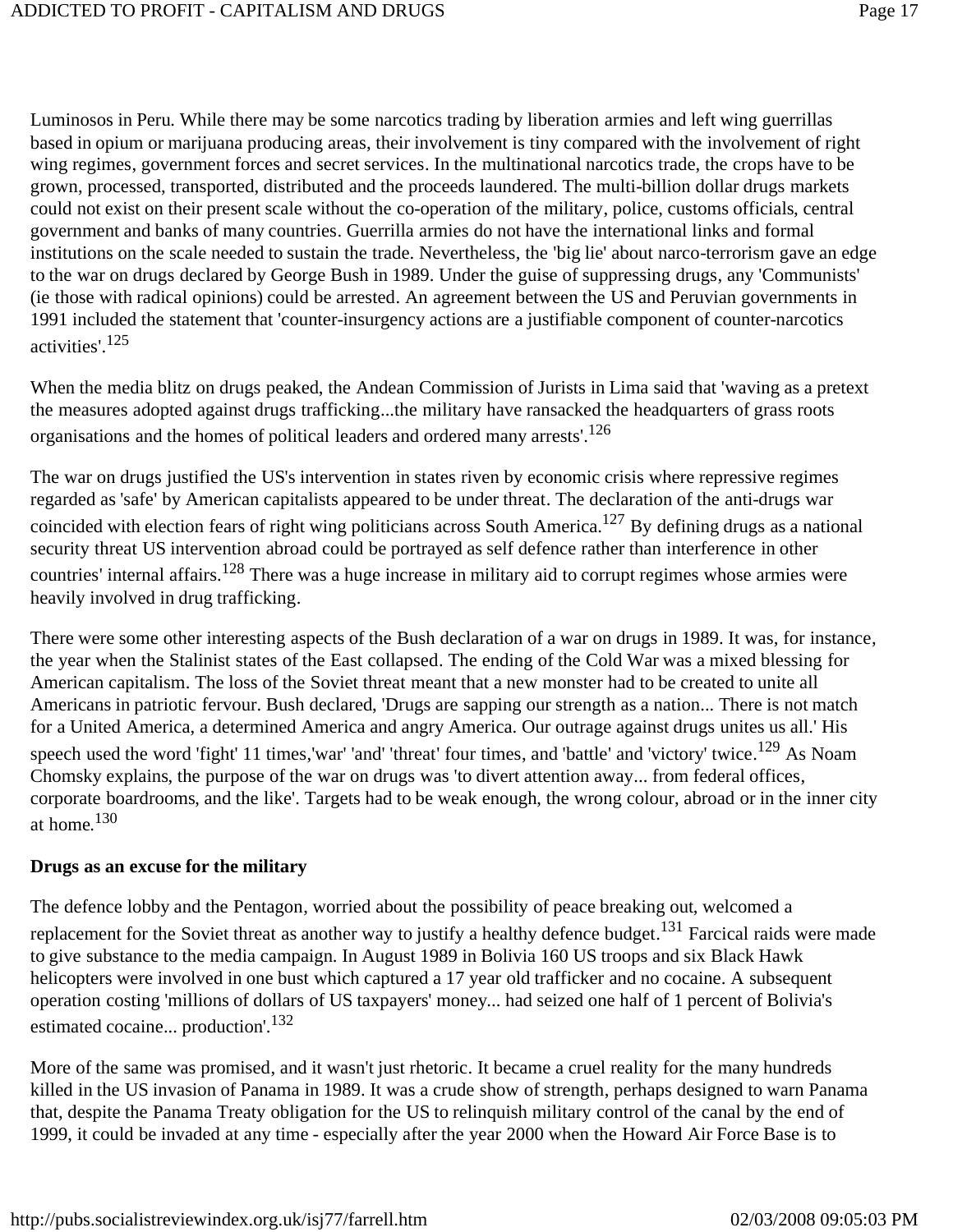Luminosos in Peru. While there may be some narcotics trading by liberation armies and left wing guerrillas based in opium or marijuana producing areas, their involvement is tiny compared with the involvement of right wing regimes, government forces and secret services. In the multinational narcotics trade, the crops have to be grown, processed, transported, distributed and the proceeds laundered. The multi-billion dollar drugs markets could not exist on their present scale without the co-operation of the military, police, customs officials, central government and banks of many countries. Guerrilla armies do not have the international links and formal institutions on the scale needed to sustain the trade. Nevertheless, the 'big lie' about narco-terrorism gave an edge to the war on drugs declared by George Bush in 1989. Under the guise of suppressing drugs, any 'Communists' (ie those with radical opinions) could be arrested. An agreement between the US and Peruvian governments in 1991 included the statement that 'counter-insurgency actions are a justifiable component of counter-narcotics activities'.[125]

When the media blitz on drugs peaked, the Andean Commission of Jurists in Lima said that 'waving as a pretext the measures adopted against drugs trafficking...the military have ransacked the headquarters of grass roots organisations and the homes of political leaders and ordered many arrests'.[126]

The war on drugs justified the US's intervention in states riven by economic crisis where repressive regimes regarded as 'safe' by American capitalists appeared to be under threat. The declaration of the anti-drugs war coincided with election fears of right wing politicians across South America.[127] By defining drugs as a national security threat US intervention abroad could be portrayed as self defence rather than interference in other countries' internal affairs.[128] There was a huge increase in military aid to corrupt regimes whose armies were heavily involved in drug trafficking.

There were some other interesting aspects of the Bush declaration of a war on drugs in 1989. It was, for instance, the year when the Stalinist states of the East collapsed. The ending of the Cold War was a mixed blessing for American capitalism. The loss of the Soviet threat meant that a new monster had to be created to unite all Americans in patriotic fervour. Bush declared, 'Drugs are sapping our strength as a nation... There is not match for a United America, a determined America and angry America. Our outrage against drugs unites us all.' His speech used the word 'fight' 11 times,'war' 'and' 'threat' four times, and 'battle' and 'victory' twice.[129] As Noam Chomsky explains, the purpose of the war on drugs was 'to divert attention away... from federal offices, corporate boardrooms, and the like'. Targets had to be weak enough, the wrong colour, abroad or in the inner city at home.[130]

**Drugs as an excuse for the military**

The defence lobby and the Pentagon, worried about the possibility of peace breaking out, welcomed a replacement for the Soviet threat as another way to justify a healthy defence budget.[131] Farcical raids were made to give substance to the media campaign. In August 1989 in Bolivia 160 US troops and six Black Hawk helicopters were involved in one bust which captured a 17 year old trafficker and no cocaine. A subsequent operation costing 'millions of dollars of US taxpayers' money... had seized one half of 1 percent of Bolivia's estimated cocaine... production'.[132]

More of the same was promised, and it wasn't just rhetoric. It became a cruel reality for the many hundreds killed in the US invasion of Panama in 1989. It was a crude show of strength, perhaps designed to warn Panama that, despite the Panama Treaty obligation for the US to relinquish military control of the canal by the end of 1999, it could be invaded at any time - especially after the year 2000 when the Howard Air Force Base is to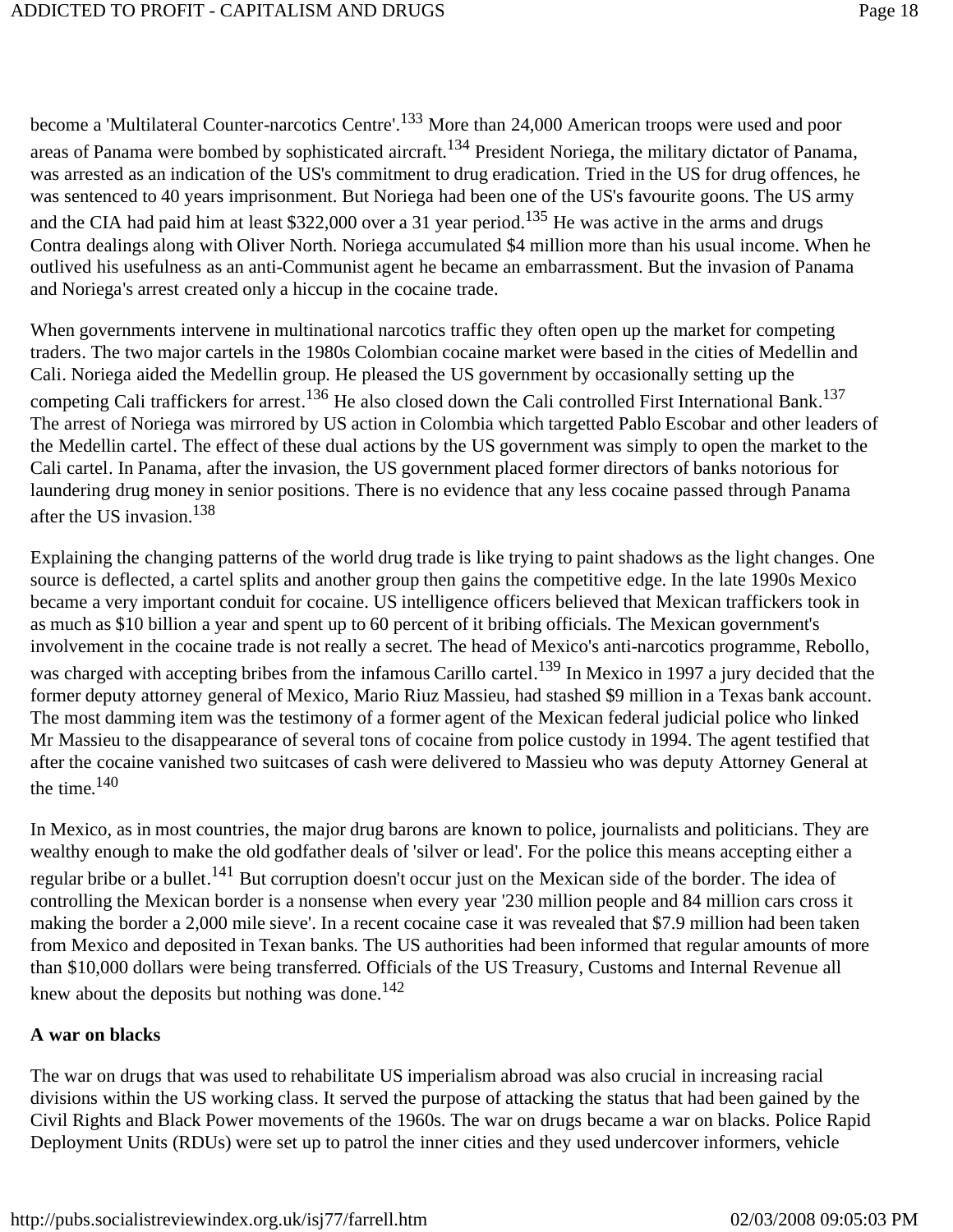become a 'Multilateral Counter-narcotics Centre'.[133] More than 24,000 American troops were used and poor areas of Panama were bombed by sophisticated aircraft.[134] President Noriega, the military dictator of Panama, was arrested as an indication of the US's commitment to drug eradication. Tried in the US for drug offences, he was sentenced to 40 years imprisonment. But Noriega had been one of the US's favourite goons. The US army and the CIA had paid him at least $322,000 over a 31 year period.[135] He was active in the arms and drugs Contra dealings along with Oliver North. Noriega accumulated $4 million more than his usual income. When he outlived his usefulness as an anti-Communist agent he became an embarrassment. But the invasion of Panama and Noriega's arrest created only a hiccup in the cocaine trade.

When governments intervene in multinational narcotics traffic they often open up the market for competing traders. The two major cartels in the 1980s Colombian cocaine market were based in the cities of Medellin and Cali. Noriega aided the Medellin group. He pleased the US government by occasionally setting up the competing Cali traffickers for arrest.[136] He also closed down the Cali controlled First International Bank.[137] The arrest of Noriega was mirrored by US action in Colombia which targetted Pablo Escobar and other leaders of the Medellin cartel. The effect of these dual actions by the US government was simply to open the market to the Cali cartel. In Panama, after the invasion, the US government placed former directors of banks notorious for laundering drug money in senior positions. There is no evidence that any less cocaine passed through Panama after the US invasion.[138]

Explaining the changing patterns of the world drug trade is like trying to paint shadows as the light changes. One source is deflected, a cartel splits and another group then gains the competitive edge. In the late 1990s Mexico became a very important conduit for cocaine. US intelligence officers believed that Mexican traffickers took in as much as $10 billion a year and spent up to 60 percent of it bribing officials. The Mexican government's involvement in the cocaine trade is not really a secret. The head of Mexico's anti-narcotics programme, Rebollo, was charged with accepting bribes from the infamous Carillo cartel.[139] In Mexico in 1997 a jury decided that the former deputy attorney general of Mexico, Mario Riuz Massieu, had stashed $9 million in a Texas bank account. The most damming item was the testimony of a former agent of the Mexican federal judicial police who linked Mr Massieu to the disappearance of several tons of cocaine from police custody in 1994. The agent testified that after the cocaine vanished two suitcases of cash were delivered to Massieu who was deputy Attorney General at the time.[140]

In Mexico, as in most countries, the major drug barons are known to police, journalists and politicians. They are wealthy enough to make the old godfather deals of 'silver or lead'. For the police this means accepting either a regular bribe or a bullet.[141] But corruption doesn't occur just on the Mexican side of the border. The idea of controlling the Mexican border is a nonsense when every year '230 million people and 84 million cars cross it making the border a 2,000 mile sieve'. In a recent cocaine case it was revealed that $7.9 million had been taken from Mexico and deposited in Texan banks. The US authorities had been informed that regular amounts of more than $10,000 dollars were being transferred. Officials of the US Treasury, Customs and Internal Revenue all knew about the deposits but nothing was done.[142]

**A war on blacks**

The war on drugs that was used to rehabilitate US imperialism abroad was also crucial in increasing racial divisions within the US working class. It served the purpose of attacking the status that had been gained by the Civil Rights and Black Power movements of the 1960s. The war on drugs became a war on blacks. Police Rapid Deployment Units (RDUs) were set up to patrol the inner cities and they used undercover informers, vehicle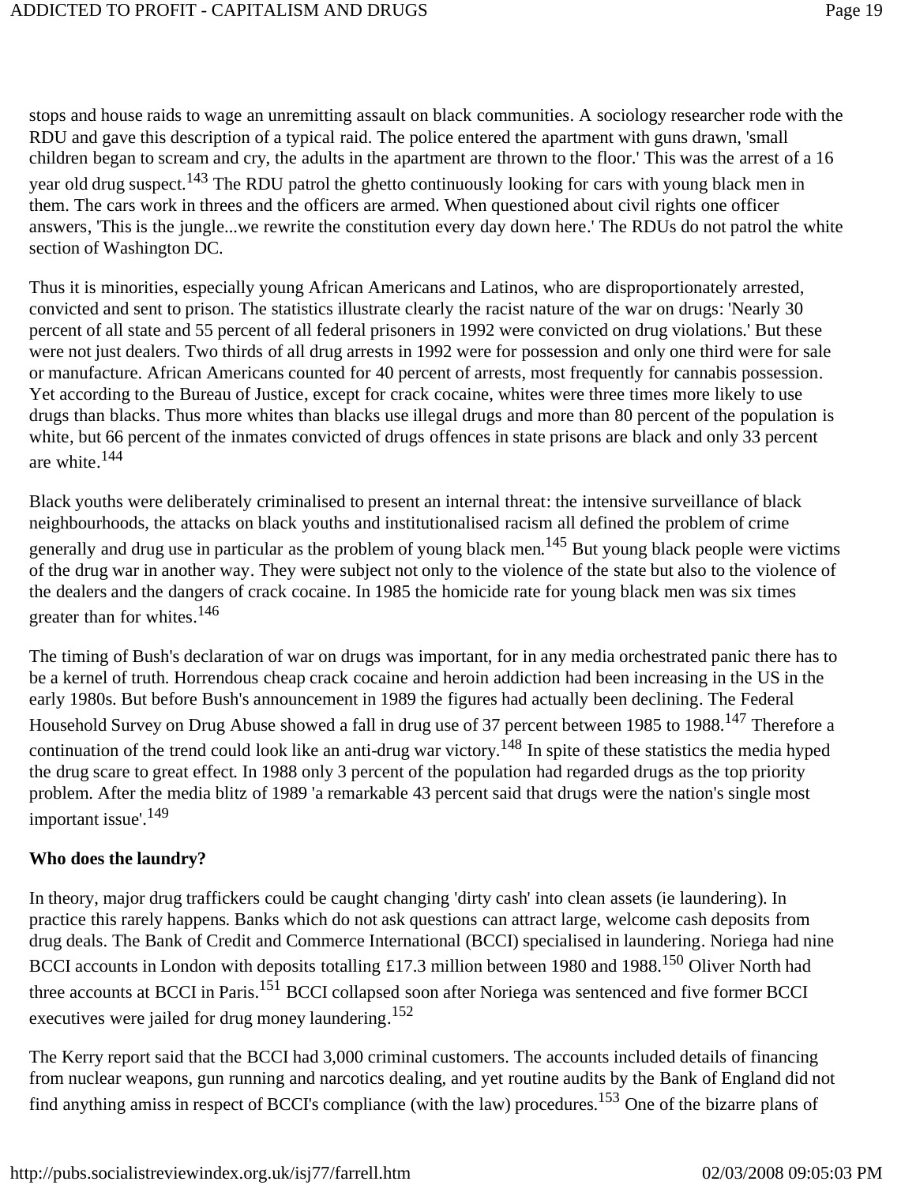stops and house raids to wage an unremitting assault on black communities. A sociology researcher rode with the RDU and gave this description of a typical raid. The police entered the apartment with guns drawn, 'small children began to scream and cry, the adults in the apartment are thrown to the floor.' This was the arrest of a 16 year old drug suspect.[143] The RDU patrol the ghetto continuously looking for cars with young black men in them. The cars work in threes and the officers are armed. When questioned about civil rights one officer answers, 'This is the jungle...we rewrite the constitution every day down here.' The RDUs do not patrol the white section of Washington DC.

Thus it is minorities, especially young African Americans and Latinos, who are disproportionately arrested, convicted and sent to prison. The statistics illustrate clearly the racist nature of the war on drugs: 'Nearly 30 percent of all state and 55 percent of all federal prisoners in 1992 were convicted on drug violations.' But these were not just dealers. Two thirds of all drug arrests in 1992 were for possession and only one third were for sale or manufacture. African Americans counted for 40 percent of arrests, most frequently for cannabis possession. Yet according to the Bureau of Justice, except for crack cocaine, whites were three times more likely to use drugs than blacks. Thus more whites than blacks use illegal drugs and more than 80 percent of the population is white, but 66 percent of the inmates convicted of drugs offences in state prisons are black and only 33 percent are white.[144]

Black youths were deliberately criminalised to present an internal threat: the intensive surveillance of black neighbourhoods, the attacks on black youths and institutionalised racism all defined the problem of crime generally and drug use in particular as the problem of young black men.[145] But young black people were victims of the drug war in another way. They were subject not only to the violence of the state but also to the violence of the dealers and the dangers of crack cocaine. In 1985 the homicide rate for young black men was six times greater than for whites.[146]

The timing of Bush's declaration of war on drugs was important, for in any media orchestrated panic there has to be a kernel of truth. Horrendous cheap crack cocaine and heroin addiction had been increasing in the US in the early 1980s. But before Bush's announcement in 1989 the figures had actually been declining. The Federal Household Survey on Drug Abuse showed a fall in drug use of 37 percent between 1985 to 1988.[147] Therefore a continuation of the trend could look like an anti-drug war victory.[148] In spite of these statistics the media hyped the drug scare to great effect. In 1988 only 3 percent of the population had regarded drugs as the top priority problem. After the media blitz of 1989 'a remarkable 43 percent said that drugs were the nation's single most important issue'.[149]

**Who does the laundry?**

In theory, major drug traffickers could be caught changing 'dirty cash' into clean assets (ie laundering). In practice this rarely happens. Banks which do not ask questions can attract large, welcome cash deposits from drug deals. The Bank of Credit and Commerce International (BCCI) specialised in laundering. Noriega had nine BCCI accounts in London with deposits totalling £17.3 million between 1980 and 1988.[150] Oliver North had three accounts at BCCI in Paris.[151] BCCI collapsed soon after Noriega was sentenced and five former BCCI executives were jailed for drug money laundering.[152]

The Kerry report said that the BCCI had 3,000 criminal customers. The accounts included details of financing from nuclear weapons, gun running and narcotics dealing, and yet routine audits by the Bank of England did not find anything amiss in respect of BCCI's compliance (with the law) procedures.[153] One of the bizarre plans of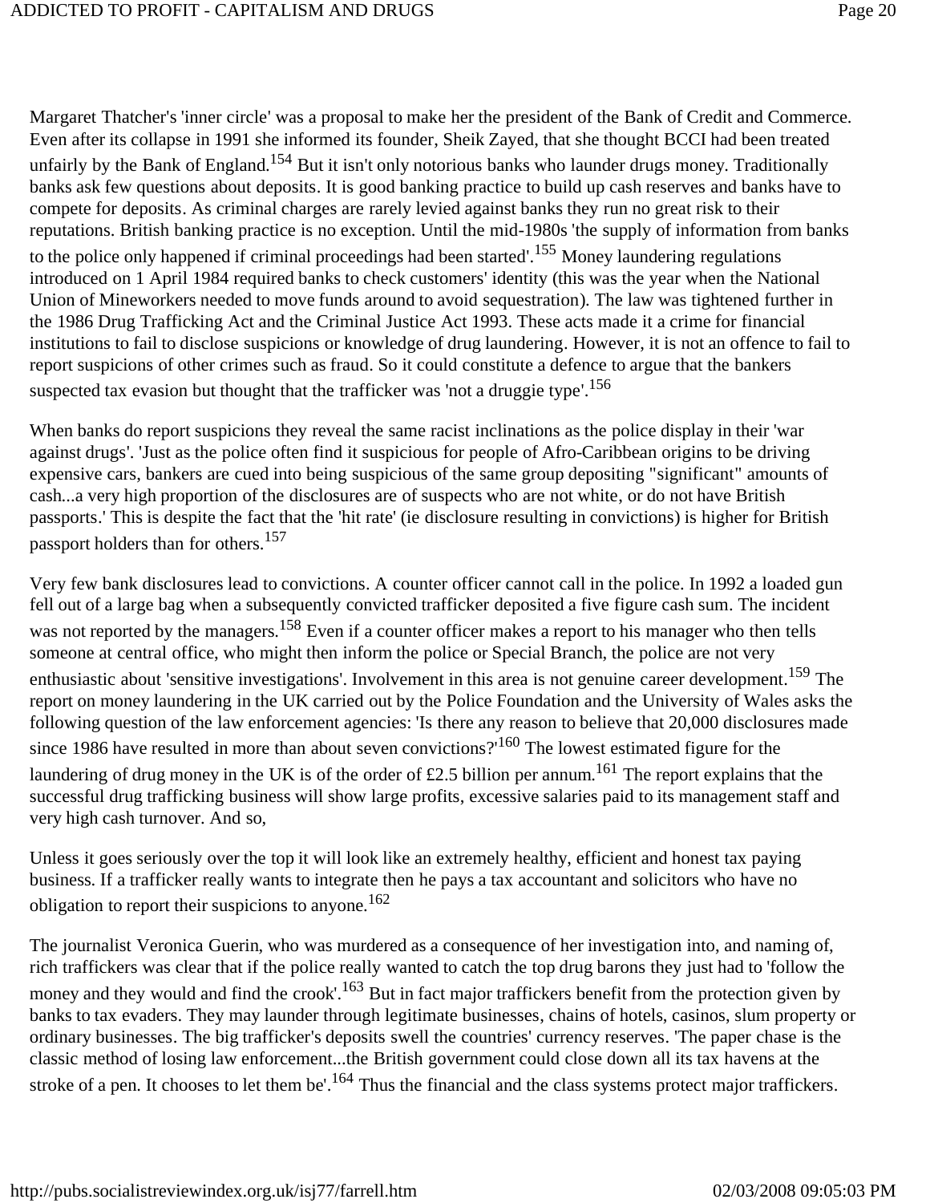Margaret Thatcher's 'inner circle' was a proposal to make her the president of the Bank of Credit and Commerce. Even after its collapse in 1991 she informed its founder, Sheik Zayed, that she thought BCCI had been treated unfairly by the Bank of England.[154] But it isn't only notorious banks who launder drugs money. Traditionally banks ask few questions about deposits. It is good banking practice to build up cash reserves and banks have to compete for deposits. As criminal charges are rarely levied against banks they run no great risk to their reputations. British banking practice is no exception. Until the mid-1980s 'the supply of information from banks to the police only happened if criminal proceedings had been started'.[155] Money laundering regulations introduced on 1 April 1984 required banks to check customers' identity (this was the year when the National Union of Mineworkers needed to move funds around to avoid sequestration). The law was tightened further in the 1986 Drug Trafficking Act and the Criminal Justice Act 1993. These acts made it a crime for financial institutions to fail to disclose suspicions or knowledge of drug laundering. However, it is not an offence to fail to report suspicions of other crimes such as fraud. So it could constitute a defence to argue that the bankers suspected tax evasion but thought that the trafficker was 'not a druggie type'.[156]

When banks do report suspicions they reveal the same racist inclinations as the police display in their 'war against drugs'. 'Just as the police often find it suspicious for people of Afro-Caribbean origins to be driving expensive cars, bankers are cued into being suspicious of the same group depositing "significant" amounts of cash...a very high proportion of the disclosures are of suspects who are not white, or do not have British passports.' This is despite the fact that the 'hit rate' (ie disclosure resulting in convictions) is higher for British passport holders than for others.[157]

Very few bank disclosures lead to convictions. A counter officer cannot call in the police. In 1992 a loaded gun fell out of a large bag when a subsequently convicted trafficker deposited a five figure cash sum. The incident was not reported by the managers.[158] Even if a counter officer makes a report to his manager who then tells someone at central office, who might then inform the police or Special Branch, the police are not very enthusiastic about 'sensitive investigations'. Involvement in this area is not genuine career development.[159] The report on money laundering in the UK carried out by the Police Foundation and the University of Wales asks the following question of the law enforcement agencies: 'Is there any reason to believe that 20,000 disclosures made since 1986 have resulted in more than about seven convictions?'[160] The lowest estimated figure for the laundering of drug money in the UK is of the order of £2.5 billion per annum.[161] The report explains that the successful drug trafficking business will show large profits, excessive salaries paid to its management staff and very high cash turnover. And so,

Unless it goes seriously over the top it will look like an extremely healthy, efficient and honest tax paying business. If a trafficker really wants to integrate then he pays a tax accountant and solicitors who have no obligation to report their suspicions to anyone.[162]

The journalist Veronica Guerin, who was murdered as a consequence of her investigation into, and naming of, rich traffickers was clear that if the police really wanted to catch the top drug barons they just had to 'follow the money and they would and find the crook'.[163] But in fact major traffickers benefit from the protection given by banks to tax evaders. They may launder through legitimate businesses, chains of hotels, casinos, slum property or ordinary businesses. The big trafficker's deposits swell the countries' currency reserves. 'The paper chase is the classic method of losing law enforcement...the British government could close down all its tax havens at the stroke of a pen. It chooses to let them be'.[164] Thus the financial and the class systems protect major traffickers.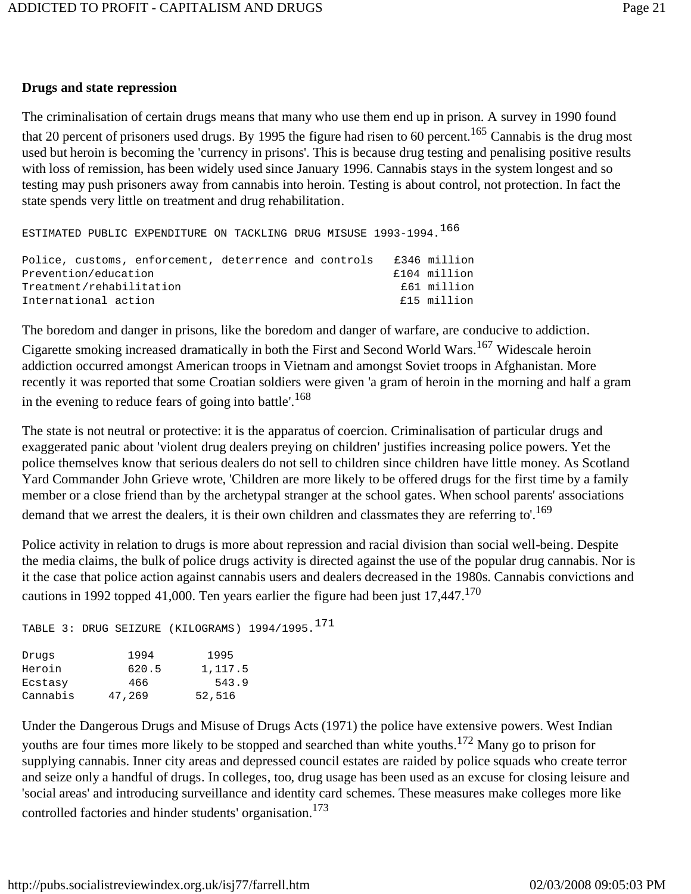**Drugs and state repression**

The criminalisation of certain drugs means that many who use them end up in prison. A survey in 1990 found that 20 percent of prisoners used drugs. By 1995 the figure had risen to 60 percent.[165] Cannabis is the drug most used but heroin is becoming the 'currency in prisons'. This is because drug testing and penalising positive results with loss of remission, has been widely used since January 1996. Cannabis stays in the system longest and so testing may push prisoners away from cannabis into heroin. Testing is about control, not protection. In fact the state spends very little on treatment and drug rehabilitation.

ESTIMATED PUBLIC EXPENDITURE ON TACKLING DRUG MISUSE 1993-1994.[166]

| | |
|---|---|
| Police, customs, enforcement, deterrence and controls | £346 million |
| Prevention/education | £104 million |
| Treatment/rehabilitation | £61 million |
| International action | £15 million |

The boredom and danger in prisons, like the boredom and danger of warfare, are conducive to addiction. Cigarette smoking increased dramatically in both the First and Second World Wars.[167] Widescale heroin addiction occurred amongst American troops in Vietnam and amongst Soviet troops in Afghanistan. More recently it was reported that some Croatian soldiers were given 'a gram of heroin in the morning and half a gram in the evening to reduce fears of going into battle'.[168]

The state is not neutral or protective: it is the apparatus of coercion. Criminalisation of particular drugs and exaggerated panic about 'violent drug dealers preying on children' justifies increasing police powers. Yet the police themselves know that serious dealers do not sell to children since children have little money. As Scotland Yard Commander John Grieve wrote, 'Children are more likely to be offered drugs for the first time by a family member or a close friend than by the archetypal stranger at the school gates. When school parents' associations demand that we arrest the dealers, it is their own children and classmates they are referring to'.[169]

Police activity in relation to drugs is more about repression and racial division than social well-being. Despite the media claims, the bulk of police drugs activity is directed against the use of the popular drug cannabis. Nor is it the case that police action against cannabis users and dealers decreased in the 1980s. Cannabis convictions and cautions in 1992 topped 41,000. Ten years earlier the figure had been just 17,447.[170]

TABLE 3: DRUG SEIZURE (KILOGRAMS) 1994/1995.[171]

| Drugs | 1994 | 1995 |
|---|---|---|
| Heroin | 620.5 | 1,117.5 |
| Ecstasy | 466 | 543.9 |
| Cannabis | 47,269 | 52,516 |

Under the Dangerous Drugs and Misuse of Drugs Acts (1971) the police have extensive powers. West Indian youths are four times more likely to be stopped and searched than white youths.[172] Many go to prison for supplying cannabis. Inner city areas and depressed council estates are raided by police squads who create terror and seize only a handful of drugs. In colleges, too, drug usage has been used as an excuse for closing leisure and 'social areas' and introducing surveillance and identity card schemes. These measures make colleges more like controlled factories and hinder students' organisation.[173]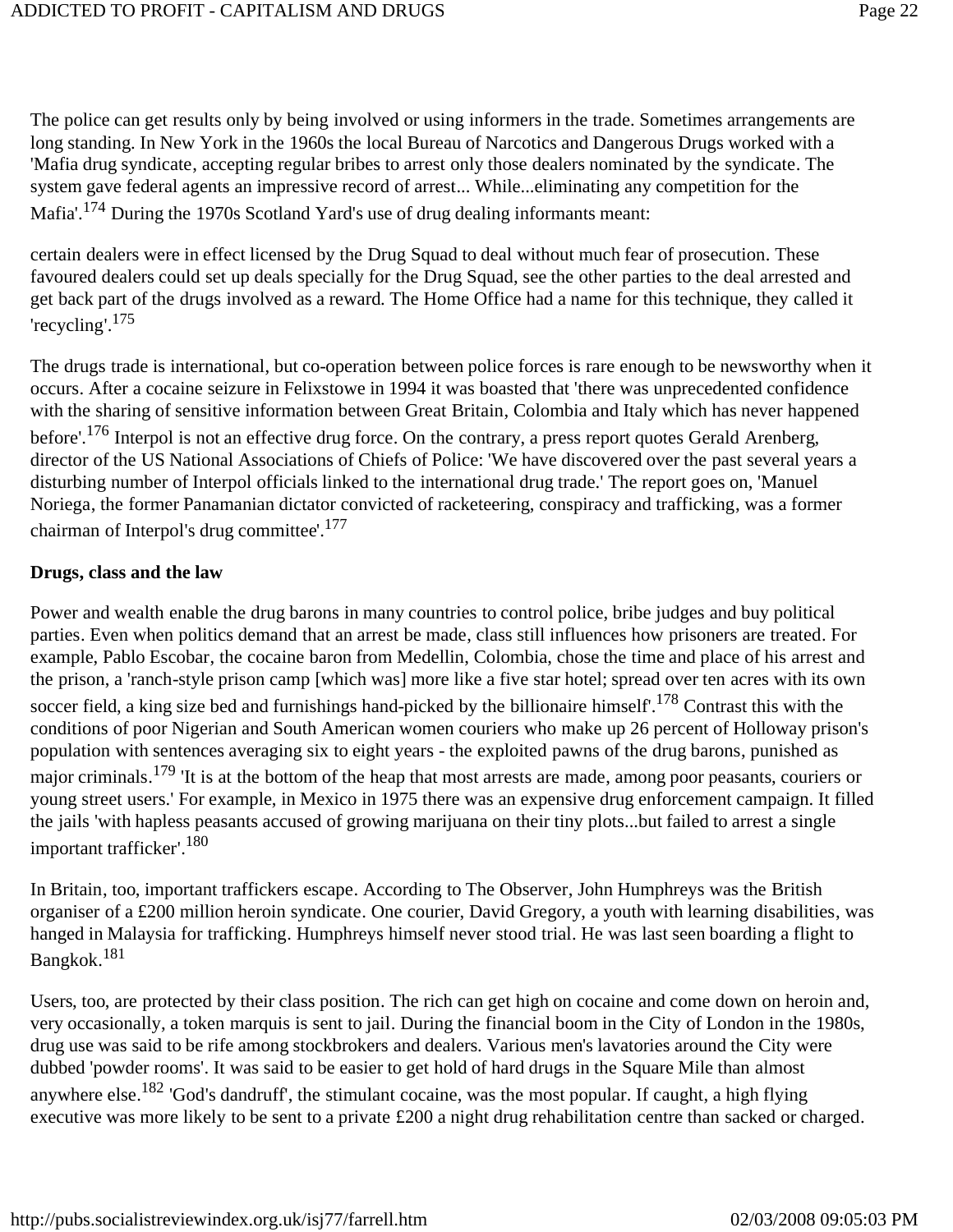The police can get results only by being involved or using informers in the trade. Sometimes arrangements are long standing. In New York in the 1960s the local Bureau of Narcotics and Dangerous Drugs worked with a 'Mafia drug syndicate, accepting regular bribes to arrest only those dealers nominated by the syndicate. The system gave federal agents an impressive record of arrest... While...eliminating any competition for the Mafia'.[174] During the 1970s Scotland Yard's use of drug dealing informants meant:

certain dealers were in effect licensed by the Drug Squad to deal without much fear of prosecution. These favoured dealers could set up deals specially for the Drug Squad, see the other parties to the deal arrested and get back part of the drugs involved as a reward. The Home Office had a name for this technique, they called it 'recycling'.[175]

The drugs trade is international, but co-operation between police forces is rare enough to be newsworthy when it occurs. After a cocaine seizure in Felixstowe in 1994 it was boasted that 'there was unprecedented confidence with the sharing of sensitive information between Great Britain, Colombia and Italy which has never happened before'.[176] Interpol is not an effective drug force. On the contrary, a press report quotes Gerald Arenberg, director of the US National Associations of Chiefs of Police: 'We have discovered over the past several years a disturbing number of Interpol officials linked to the international drug trade.' The report goes on, 'Manuel Noriega, the former Panamanian dictator convicted of racketeering, conspiracy and trafficking, was a former chairman of Interpol's drug committee'.[177]

**Drugs, class and the law**

Power and wealth enable the drug barons in many countries to control police, bribe judges and buy political parties. Even when politics demand that an arrest be made, class still influences how prisoners are treated. For example, Pablo Escobar, the cocaine baron from Medellin, Colombia, chose the time and place of his arrest and the prison, a 'ranch-style prison camp [which was] more like a five star hotel; spread over ten acres with its own soccer field, a king size bed and furnishings hand-picked by the billionaire himself'.[178] Contrast this with the conditions of poor Nigerian and South American women couriers who make up 26 percent of Holloway prison's population with sentences averaging six to eight years - the exploited pawns of the drug barons, punished as major criminals.[179] 'It is at the bottom of the heap that most arrests are made, among poor peasants, couriers or young street users.' For example, in Mexico in 1975 there was an expensive drug enforcement campaign. It filled the jails 'with hapless peasants accused of growing marijuana on their tiny plots...but failed to arrest a single important trafficker'.[180]

In Britain, too, important traffickers escape. According to The Observer, John Humphreys was the British organiser of a £200 million heroin syndicate. One courier, David Gregory, a youth with learning disabilities, was hanged in Malaysia for trafficking. Humphreys himself never stood trial. He was last seen boarding a flight to Bangkok.[181]

Users, too, are protected by their class position. The rich can get high on cocaine and come down on heroin and, very occasionally, a token marquis is sent to jail. During the financial boom in the City of London in the 1980s, drug use was said to be rife among stockbrokers and dealers. Various men's lavatories around the City were dubbed 'powder rooms'. It was said to be easier to get hold of hard drugs in the Square Mile than almost anywhere else.[182] 'God's dandruff', the stimulant cocaine, was the most popular. If caught, a high flying executive was more likely to be sent to a private £200 a night drug rehabilitation centre than sacked or charged.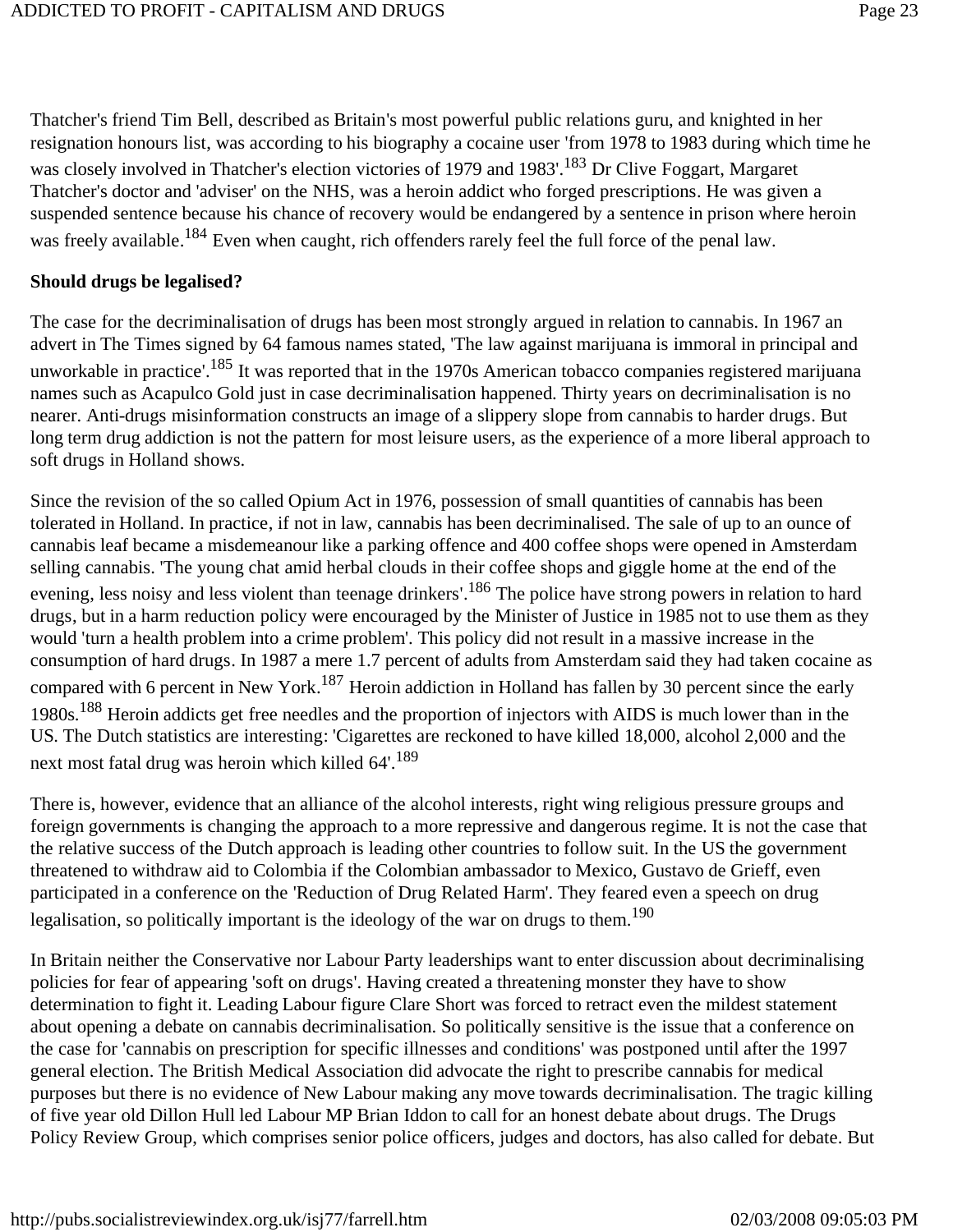Thatcher's friend Tim Bell, described as Britain's most powerful public relations guru, and knighted in her resignation honours list, was according to his biography a cocaine user 'from 1978 to 1983 during which time he was closely involved in Thatcher's election victories of 1979 and 1983'.[183] Dr Clive Foggart, Margaret Thatcher's doctor and 'adviser' on the NHS, was a heroin addict who forged prescriptions. He was given a suspended sentence because his chance of recovery would be endangered by a sentence in prison where heroin was freely available.[184] Even when caught, rich offenders rarely feel the full force of the penal law.

**Should drugs be legalised?**

The case for the decriminalisation of drugs has been most strongly argued in relation to cannabis. In 1967 an advert in The Times signed by 64 famous names stated, 'The law against marijuana is immoral in principal and unworkable in practice'.[185] It was reported that in the 1970s American tobacco companies registered marijuana names such as Acapulco Gold just in case decriminalisation happened. Thirty years on decriminalisation is no nearer. Anti-drugs misinformation constructs an image of a slippery slope from cannabis to harder drugs. But long term drug addiction is not the pattern for most leisure users, as the experience of a more liberal approach to soft drugs in Holland shows.

Since the revision of the so called Opium Act in 1976, possession of small quantities of cannabis has been tolerated in Holland. In practice, if not in law, cannabis has been decriminalised. The sale of up to an ounce of cannabis leaf became a misdemeanour like a parking offence and 400 coffee shops were opened in Amsterdam selling cannabis. 'The young chat amid herbal clouds in their coffee shops and giggle home at the end of the evening, less noisy and less violent than teenage drinkers'.[186] The police have strong powers in relation to hard drugs, but in a harm reduction policy were encouraged by the Minister of Justice in 1985 not to use them as they would 'turn a health problem into a crime problem'. This policy did not result in a massive increase in the consumption of hard drugs. In 1987 a mere 1.7 percent of adults from Amsterdam said they had taken cocaine as compared with 6 percent in New York.[187] Heroin addiction in Holland has fallen by 30 percent since the early 1980s.[188] Heroin addicts get free needles and the proportion of injectors with AIDS is much lower than in the US. The Dutch statistics are interesting: 'Cigarettes are reckoned to have killed 18,000, alcohol 2,000 and the next most fatal drug was heroin which killed 64'.[189]

There is, however, evidence that an alliance of the alcohol interests, right wing religious pressure groups and foreign governments is changing the approach to a more repressive and dangerous regime. It is not the case that the relative success of the Dutch approach is leading other countries to follow suit. In the US the government threatened to withdraw aid to Colombia if the Colombian ambassador to Mexico, Gustavo de Grieff, even participated in a conference on the 'Reduction of Drug Related Harm'. They feared even a speech on drug legalisation, so politically important is the ideology of the war on drugs to them.[190]

In Britain neither the Conservative nor Labour Party leaderships want to enter discussion about decriminalising policies for fear of appearing 'soft on drugs'. Having created a threatening monster they have to show determination to fight it. Leading Labour figure Clare Short was forced to retract even the mildest statement about opening a debate on cannabis decriminalisation. So politically sensitive is the issue that a conference on the case for 'cannabis on prescription for specific illnesses and conditions' was postponed until after the 1997 general election. The British Medical Association did advocate the right to prescribe cannabis for medical purposes but there is no evidence of New Labour making any move towards decriminalisation. The tragic killing of five year old Dillon Hull led Labour MP Brian Iddon to call for an honest debate about drugs. The Drugs Policy Review Group, which comprises senior police officers, judges and doctors, has also called for debate. But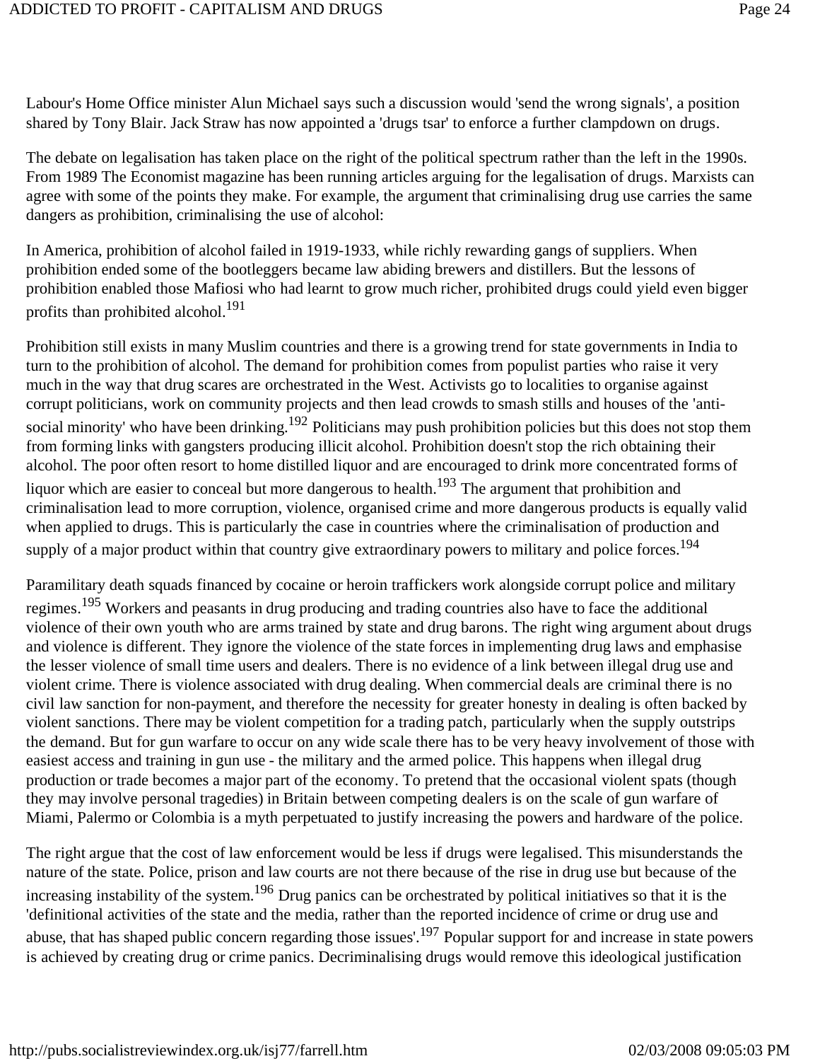Labour's Home Office minister Alun Michael says such a discussion would 'send the wrong signals', a position shared by Tony Blair. Jack Straw has now appointed a 'drugs tsar' to enforce a further clampdown on drugs.

The debate on legalisation has taken place on the right of the political spectrum rather than the left in the 1990s. From 1989 The Economist magazine has been running articles arguing for the legalisation of drugs. Marxists can agree with some of the points they make. For example, the argument that criminalising drug use carries the same dangers as prohibition, criminalising the use of alcohol:

In America, prohibition of alcohol failed in 1919-1933, while richly rewarding gangs of suppliers. When prohibition ended some of the bootleggers became law abiding brewers and distillers. But the lessons of prohibition enabled those Mafiosi who had learnt to grow much richer, prohibited drugs could yield even bigger profits than prohibited alcohol.[191]

Prohibition still exists in many Muslim countries and there is a growing trend for state governments in India to turn to the prohibition of alcohol. The demand for prohibition comes from populist parties who raise it very much in the way that drug scares are orchestrated in the West. Activists go to localities to organise against corrupt politicians, work on community projects and then lead crowds to smash stills and houses of the 'anti-social minority' who have been drinking.[192] Politicians may push prohibition policies but this does not stop them from forming links with gangsters producing illicit alcohol. Prohibition doesn't stop the rich obtaining their alcohol. The poor often resort to home distilled liquor and are encouraged to drink more concentrated forms of liquor which are easier to conceal but more dangerous to health.[193] The argument that prohibition and criminalisation lead to more corruption, violence, organised crime and more dangerous products is equally valid when applied to drugs. This is particularly the case in countries where the criminalisation of production and supply of a major product within that country give extraordinary powers to military and police forces.[194]

Paramilitary death squads financed by cocaine or heroin traffickers work alongside corrupt police and military regimes.[195] Workers and peasants in drug producing and trading countries also have to face the additional violence of their own youth who are arms trained by state and drug barons. The right wing argument about drugs and violence is different. They ignore the violence of the state forces in implementing drug laws and emphasise the lesser violence of small time users and dealers. There is no evidence of a link between illegal drug use and violent crime. There is violence associated with drug dealing. When commercial deals are criminal there is no civil law sanction for non-payment, and therefore the necessity for greater honesty in dealing is often backed by violent sanctions. There may be violent competition for a trading patch, particularly when the supply outstrips the demand. But for gun warfare to occur on any wide scale there has to be very heavy involvement of those with easiest access and training in gun use - the military and the armed police. This happens when illegal drug production or trade becomes a major part of the economy. To pretend that the occasional violent spats (though they may involve personal tragedies) in Britain between competing dealers is on the scale of gun warfare of Miami, Palermo or Colombia is a myth perpetuated to justify increasing the powers and hardware of the police.

The right argue that the cost of law enforcement would be less if drugs were legalised. This misunderstands the nature of the state. Police, prison and law courts are not there because of the rise in drug use but because of the increasing instability of the system.[196] Drug panics can be orchestrated by political initiatives so that it is the 'definitional activities of the state and the media, rather than the reported incidence of crime or drug use and abuse, that has shaped public concern regarding those issues'.[197] Popular support for and increase in state powers is achieved by creating drug or crime panics. Decriminalising drugs would remove this ideological justification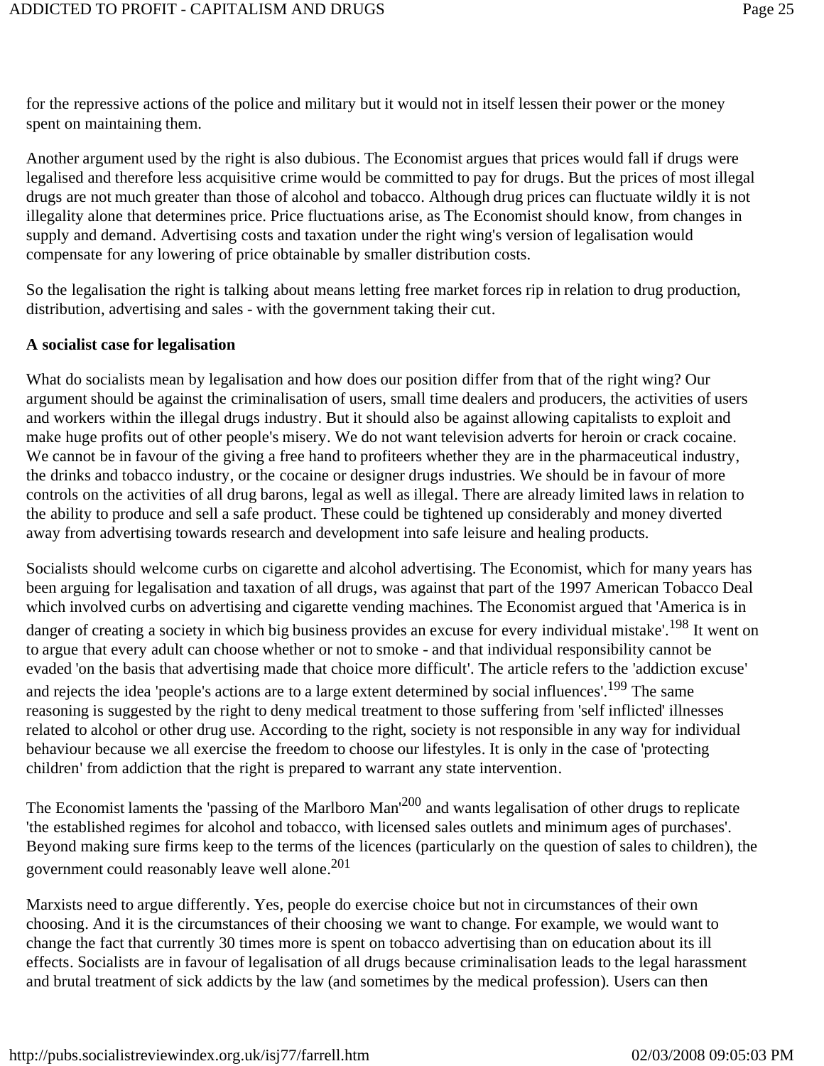for the repressive actions of the police and military but it would not in itself lessen their power or the money spent on maintaining them.

Another argument used by the right is also dubious. The Economist argues that prices would fall if drugs were legalised and therefore less acquisitive crime would be committed to pay for drugs. But the prices of most illegal drugs are not much greater than those of alcohol and tobacco. Although drug prices can fluctuate wildly it is not illegality alone that determines price. Price fluctuations arise, as The Economist should know, from changes in supply and demand. Advertising costs and taxation under the right wing's version of legalisation would compensate for any lowering of price obtainable by smaller distribution costs.

So the legalisation the right is talking about means letting free market forces rip in relation to drug production, distribution, advertising and sales - with the government taking their cut.

**A socialist case for legalisation**

What do socialists mean by legalisation and how does our position differ from that of the right wing? Our argument should be against the criminalisation of users, small time dealers and producers, the activities of users and workers within the illegal drugs industry. But it should also be against allowing capitalists to exploit and make huge profits out of other people's misery. We do not want television adverts for heroin or crack cocaine. We cannot be in favour of the giving a free hand to profiteers whether they are in the pharmaceutical industry, the drinks and tobacco industry, or the cocaine or designer drugs industries. We should be in favour of more controls on the activities of all drug barons, legal as well as illegal. There are already limited laws in relation to the ability to produce and sell a safe product. These could be tightened up considerably and money diverted away from advertising towards research and development into safe leisure and healing products.

Socialists should welcome curbs on cigarette and alcohol advertising. The Economist, which for many years has been arguing for legalisation and taxation of all drugs, was against that part of the 1997 American Tobacco Deal which involved curbs on advertising and cigarette vending machines. The Economist argued that 'America is in danger of creating a society in which big business provides an excuse for every individual mistake'.[198] It went on to argue that every adult can choose whether or not to smoke - and that individual responsibility cannot be evaded 'on the basis that advertising made that choice more difficult'. The article refers to the 'addiction excuse' and rejects the idea 'people's actions are to a large extent determined by social influences'.[199] The same reasoning is suggested by the right to deny medical treatment to those suffering from 'self inflicted' illnesses related to alcohol or other drug use. According to the right, society is not responsible in any way for individual behaviour because we all exercise the freedom to choose our lifestyles. It is only in the case of 'protecting children' from addiction that the right is prepared to warrant any state intervention.

The Economist laments the 'passing of the Marlboro Man'[200] and wants legalisation of other drugs to replicate 'the established regimes for alcohol and tobacco, with licensed sales outlets and minimum ages of purchases'. Beyond making sure firms keep to the terms of the licences (particularly on the question of sales to children), the government could reasonably leave well alone.[201]

Marxists need to argue differently. Yes, people do exercise choice but not in circumstances of their own choosing. And it is the circumstances of their choosing we want to change. For example, we would want to change the fact that currently 30 times more is spent on tobacco advertising than on education about its ill effects. Socialists are in favour of legalisation of all drugs because criminalisation leads to the legal harassment and brutal treatment of sick addicts by the law (and sometimes by the medical profession). Users can then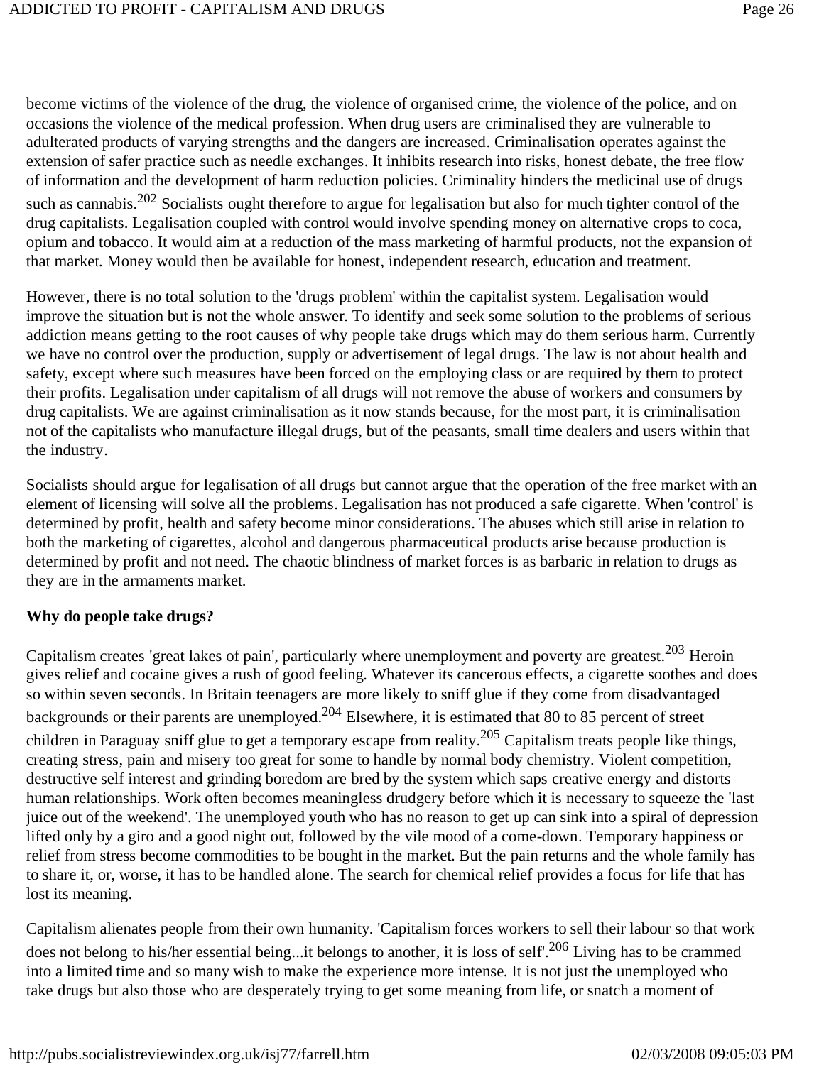become victims of the violence of the drug, the violence of organised crime, the violence of the police, and on occasions the violence of the medical profession. When drug users are criminalised they are vulnerable to adulterated products of varying strengths and the dangers are increased. Criminalisation operates against the extension of safer practice such as needle exchanges. It inhibits research into risks, honest debate, the free flow of information and the development of harm reduction policies. Criminality hinders the medicinal use of drugs such as cannabis.[202] Socialists ought therefore to argue for legalisation but also for much tighter control of the drug capitalists. Legalisation coupled with control would involve spending money on alternative crops to coca, opium and tobacco. It would aim at a reduction of the mass marketing of harmful products, not the expansion of that market. Money would then be available for honest, independent research, education and treatment.

However, there is no total solution to the 'drugs problem' within the capitalist system. Legalisation would improve the situation but is not the whole answer. To identify and seek some solution to the problems of serious addiction means getting to the root causes of why people take drugs which may do them serious harm. Currently we have no control over the production, supply or advertisement of legal drugs. The law is not about health and safety, except where such measures have been forced on the employing class or are required by them to protect their profits. Legalisation under capitalism of all drugs will not remove the abuse of workers and consumers by drug capitalists. We are against criminalisation as it now stands because, for the most part, it is criminalisation not of the capitalists who manufacture illegal drugs, but of the peasants, small time dealers and users within that the industry.

Socialists should argue for legalisation of all drugs but cannot argue that the operation of the free market with an element of licensing will solve all the problems. Legalisation has not produced a safe cigarette. When 'control' is determined by profit, health and safety become minor considerations. The abuses which still arise in relation to both the marketing of cigarettes, alcohol and dangerous pharmaceutical products arise because production is determined by profit and not need. The chaotic blindness of market forces is as barbaric in relation to drugs as they are in the armaments market.

**Why do people take drugs?**

Capitalism creates 'great lakes of pain', particularly where unemployment and poverty are greatest.[203] Heroin gives relief and cocaine gives a rush of good feeling. Whatever its cancerous effects, a cigarette soothes and does so within seven seconds. In Britain teenagers are more likely to sniff glue if they come from disadvantaged backgrounds or their parents are unemployed.[204] Elsewhere, it is estimated that 80 to 85 percent of street children in Paraguay sniff glue to get a temporary escape from reality.[205] Capitalism treats people like things, creating stress, pain and misery too great for some to handle by normal body chemistry. Violent competition, destructive self interest and grinding boredom are bred by the system which saps creative energy and distorts human relationships. Work often becomes meaningless drudgery before which it is necessary to squeeze the 'last juice out of the weekend'. The unemployed youth who has no reason to get up can sink into a spiral of depression lifted only by a giro and a good night out, followed by the vile mood of a come-down. Temporary happiness or relief from stress become commodities to be bought in the market. But the pain returns and the whole family has to share it, or, worse, it has to be handled alone. The search for chemical relief provides a focus for life that has lost its meaning.

Capitalism alienates people from their own humanity. 'Capitalism forces workers to sell their labour so that work does not belong to his/her essential being...it belongs to another, it is loss of self'.[206] Living has to be crammed into a limited time and so many wish to make the experience more intense. It is not just the unemployed who take drugs but also those who are desperately trying to get some meaning from life, or snatch a moment of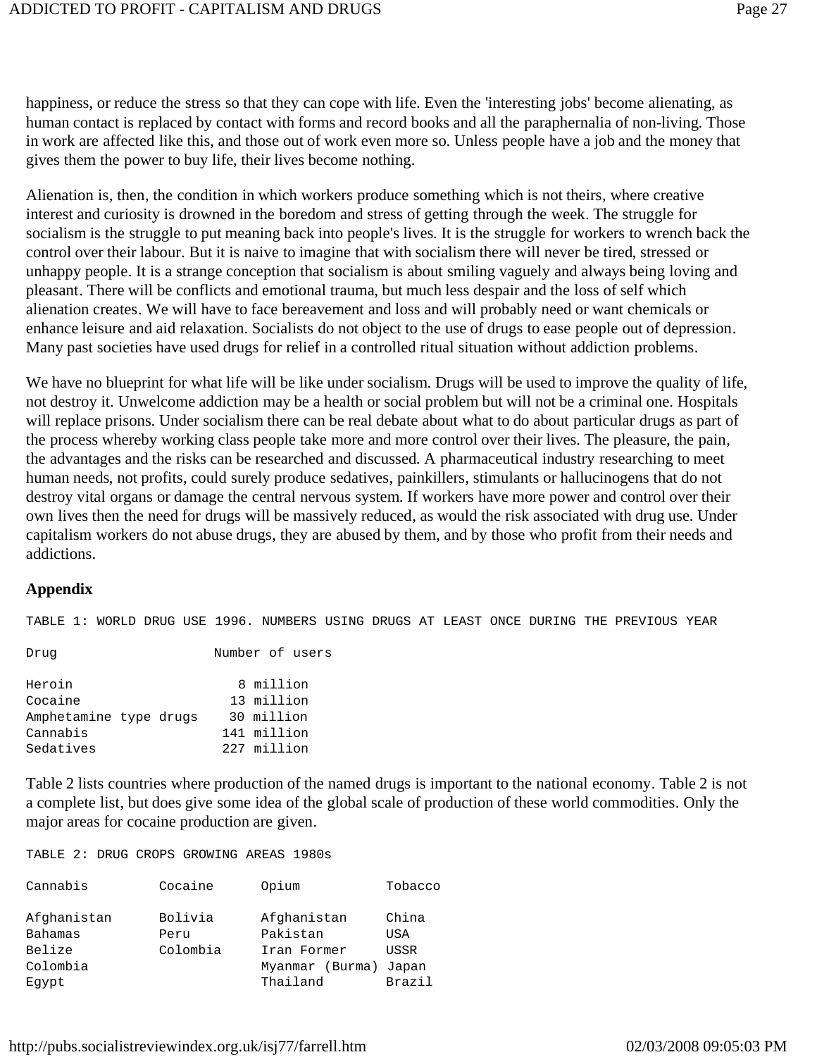happiness, or reduce the stress so that they can cope with life. Even the 'interesting jobs' become alienating, as human contact is replaced by contact with forms and record books and all the paraphernalia of non-living. Those in work are affected like this, and those out of work even more so. Unless people have a job and the money that gives them the power to buy life, their lives become nothing.

Alienation is, then, the condition in which workers produce something which is not theirs, where creative interest and curiosity is drowned in the boredom and stress of getting through the week. The struggle for socialism is the struggle to put meaning back into people's lives. It is the struggle for workers to wrench back the control over their labour. But it is naive to imagine that with socialism there will never be tired, stressed or unhappy people. It is a strange conception that socialism is about smiling vaguely and always being loving and pleasant. There will be conflicts and emotional trauma, but much less despair and the loss of self which alienation creates. We will have to face bereavement and loss and will probably need or want chemicals or enhance leisure and aid relaxation. Socialists do not object to the use of drugs to ease people out of depression. Many past societies have used drugs for relief in a controlled ritual situation without addiction problems.

We have no blueprint for what life will be like under socialism. Drugs will be used to improve the quality of life, not destroy it. Unwelcome addiction may be a health or social problem but will not be a criminal one. Hospitals will replace prisons. Under socialism there can be real debate about what to do about particular drugs as part of the process whereby working class people take more and more control over their lives. The pleasure, the pain, the advantages and the risks can be researched and discussed. A pharmaceutical industry researching to meet human needs, not profits, could surely produce sedatives, painkillers, stimulants or hallucinogens that do not destroy vital organs or damage the central nervous system. If workers have more power and control over their own lives then the need for drugs will be massively reduced, as would the risk associated with drug use. Under capitalism workers do not abuse drugs, they are abused by them, and by those who profit from their needs and addictions.

### Appendix

TABLE 1: WORLD DRUG USE 1996. NUMBERS USING DRUGS AT LEAST ONCE DURING THE PREVIOUS YEAR

| Drug | Number of users |
|---|---|
| Heroin | 8 million |
| Cocaine | 13 million |
| Amphetamine type drugs | 30 million |
| Cannabis | 141 million |
| Sedatives | 227 million |

Table 2 lists countries where production of the named drugs is important to the national economy. Table 2 is not a complete list, but does give some idea of the global scale of production of these world commodities. Only the major areas for cocaine production are given.

TABLE 2: DRUG CROPS GROWING AREAS 1980s

| Cannabis | Cocaine | Opium | Tobacco |
|---|---|---|---|
| Afghanistan | Bolivia | Afghanistan | China |
| Bahamas | Peru | Pakistan | USA |
| Belize | Colombia | Iran Former | USSR |
| Colombia | | Myanmar (Burma) | Japan |
| Egypt | | Thailand | Brazil |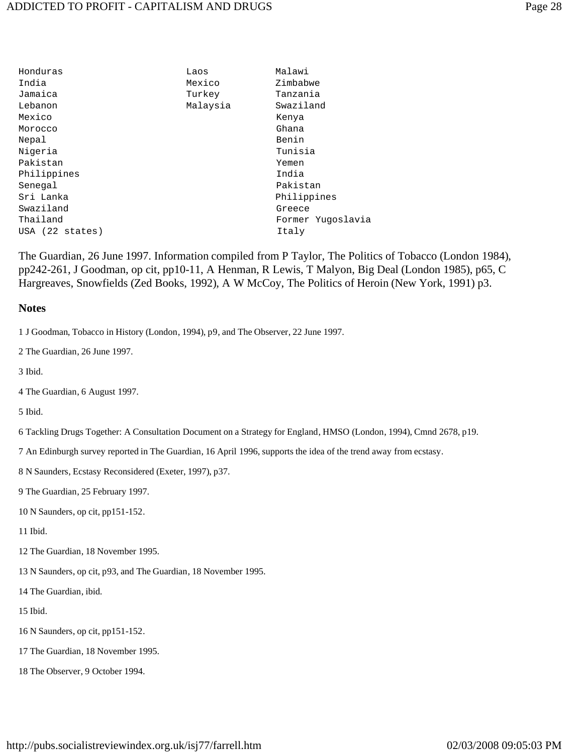| | | |
|---|---|---|
| Honduras | Laos | Malawi |
| India | Mexico | Zimbabwe |
| Jamaica | Turkey | Tanzania |
| Lebanon | Malaysia | Swaziland |
| Mexico | | Kenya |
| Morocco | | Ghana |
| Nepal | | Benin |
| Nigeria | | Tunisia |
| Pakistan | | Yemen |
| Philippines | | India |
| Senegal | | Pakistan |
| Sri Lanka | | Philippines |
| Swaziland | | Greece |
| Thailand | | Former Yugoslavia |
| USA (22 states) | | Italy |

The Guardian, 26 June 1997. Information compiled from P Taylor, The Politics of Tobacco (London 1984), pp242-261, J Goodman, op cit, pp10-11, A Henman, R Lewis, T Malyon, Big Deal (London 1985), p65, C Hargreaves, Snowfields (Zed Books, 1992), A W McCoy, The Politics of Heroin (New York, 1991) p3.

## Notes

1 J Goodman, Tobacco in History (London, 1994), p9, and The Observer, 22 June 1997.

2 The Guardian, 26 June 1997.

3 Ibid.

4 The Guardian, 6 August 1997.

5 Ibid.

6 Tackling Drugs Together: A Consultation Document on a Strategy for England, HMSO (London, 1994), Cmnd 2678, p19.

7 An Edinburgh survey reported in The Guardian, 16 April 1996, supports the idea of the trend away from ecstasy.

8 N Saunders, Ecstasy Reconsidered (Exeter, 1997), p37.

9 The Guardian, 25 February 1997.

10 N Saunders, op cit, pp151-152.

11 Ibid.

12 The Guardian, 18 November 1995.

13 N Saunders, op cit, p93, and The Guardian, 18 November 1995.

14 The Guardian, ibid.

15 Ibid.

16 N Saunders, op cit, pp151-152.

17 The Guardian, 18 November 1995.

18 The Observer, 9 October 1994.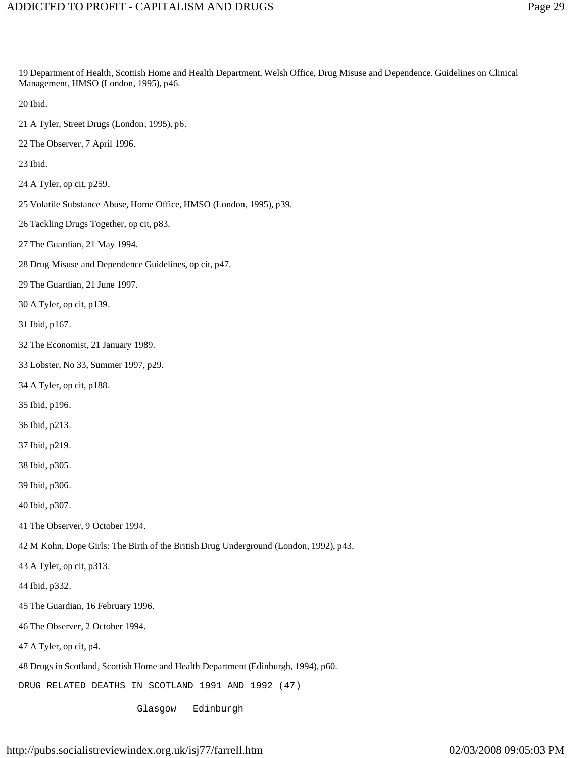19 Department of Health, Scottish Home and Health Department, Welsh Office, Drug Misuse and Dependence. Guidelines on Clinical Management, HMSO (London, 1995), p46.

20 Ibid.

21 A Tyler, Street Drugs (London, 1995), p6.

22 The Observer, 7 April 1996.

23 Ibid.

24 A Tyler, op cit, p259.

25 Volatile Substance Abuse, Home Office, HMSO (London, 1995), p39.

26 Tackling Drugs Together, op cit, p83.

27 The Guardian, 21 May 1994.

28 Drug Misuse and Dependence Guidelines, op cit, p47.

29 The Guardian, 21 June 1997.

30 A Tyler, op cit, p139.

31 Ibid, p167.

32 The Economist, 21 January 1989.

33 Lobster, No 33, Summer 1997, p29.

34 A Tyler, op cit, p188.

35 Ibid, p196.

36 Ibid, p213.

37 Ibid, p219.

38 Ibid, p305.

39 Ibid, p306.

40 Ibid, p307.

41 The Observer, 9 October 1994.

42 M Kohn, Dope Girls: The Birth of the British Drug Underground (London, 1992), p43.

43 A Tyler, op cit, p313.

44 Ibid, p332.

45 The Guardian, 16 February 1996.

46 The Observer, 2 October 1994.

47 A Tyler, op cit, p4.

48 Drugs in Scotland, Scottish Home and Health Department (Edinburgh, 1994), p60.

```
DRUG RELATED DEATHS IN SCOTLAND 1991 AND 1992 (47)

                    Glasgow   Edinburgh
```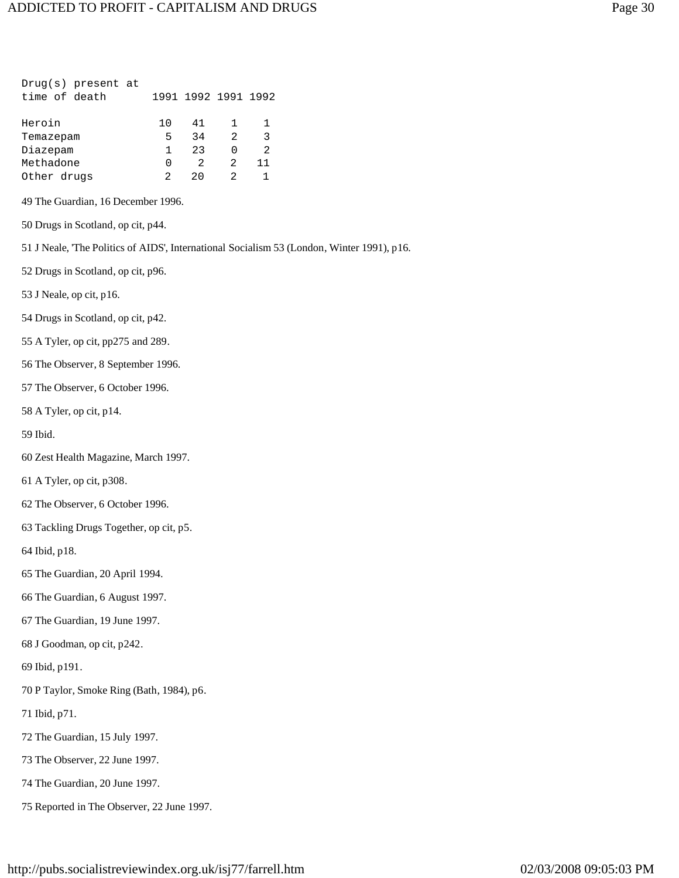| Drug(s) present at time of death | 1991 | 1992 | 1991 | 1992 |
|---|---|---|---|---|
| Heroin | 10 | 41 | 1 | 1 |
| Temazepam | 5 | 34 | 2 | 3 |
| Diazepam | 1 | 23 | 0 | 2 |
| Methadone | 0 | 2 | 2 | 11 |
| Other drugs | 2 | 20 | 2 | 1 |

49 The Guardian, 16 December 1996.

50 Drugs in Scotland, op cit, p44.

51 J Neale, 'The Politics of AIDS', International Socialism 53 (London, Winter 1991), p16.

52 Drugs in Scotland, op cit, p96.

53 J Neale, op cit, p16.

54 Drugs in Scotland, op cit, p42.

55 A Tyler, op cit, pp275 and 289.

56 The Observer, 8 September 1996.

57 The Observer, 6 October 1996.

58 A Tyler, op cit, p14.

59 Ibid.

60 Zest Health Magazine, March 1997.

61 A Tyler, op cit, p308.

62 The Observer, 6 October 1996.

63 Tackling Drugs Together, op cit, p5.

64 Ibid, p18.

65 The Guardian, 20 April 1994.

66 The Guardian, 6 August 1997.

67 The Guardian, 19 June 1997.

68 J Goodman, op cit, p242.

69 Ibid, p191.

70 P Taylor, Smoke Ring (Bath, 1984), p6.

71 Ibid, p71.

72 The Guardian, 15 July 1997.

73 The Observer, 22 June 1997.

74 The Guardian, 20 June 1997.

75 Reported in The Observer, 22 June 1997.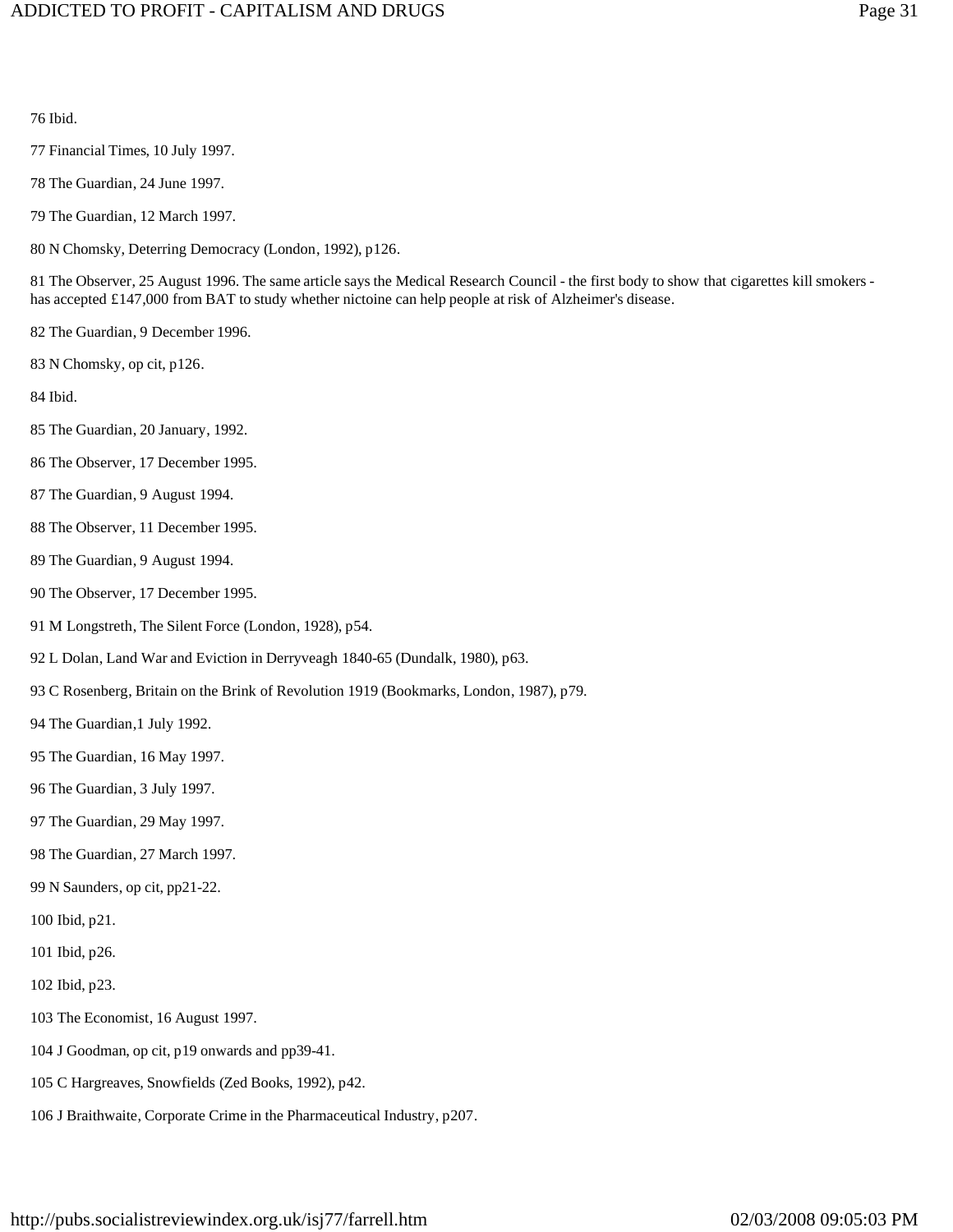76 Ibid.

77 Financial Times, 10 July 1997.

78 The Guardian, 24 June 1997.

79 The Guardian, 12 March 1997.

80 N Chomsky, Deterring Democracy (London, 1992), p126.

81 The Observer, 25 August 1996. The same article says the Medical Research Council - the first body to show that cigarettes kill smokers - has accepted £147,000 from BAT to study whether nictoine can help people at risk of Alzheimer's disease.

82 The Guardian, 9 December 1996.

83 N Chomsky, op cit, p126.

84 Ibid.

85 The Guardian, 20 January, 1992.

86 The Observer, 17 December 1995.

87 The Guardian, 9 August 1994.

88 The Observer, 11 December 1995.

89 The Guardian, 9 August 1994.

90 The Observer, 17 December 1995.

91 M Longstreth, The Silent Force (London, 1928), p54.

92 L Dolan, Land War and Eviction in Derryveagh 1840-65 (Dundalk, 1980), p63.

93 C Rosenberg, Britain on the Brink of Revolution 1919 (Bookmarks, London, 1987), p79.

94 The Guardian,1 July 1992.

95 The Guardian, 16 May 1997.

96 The Guardian, 3 July 1997.

97 The Guardian, 29 May 1997.

98 The Guardian, 27 March 1997.

99 N Saunders, op cit, pp21-22.

100 Ibid, p21.

101 Ibid, p26.

102 Ibid, p23.

103 The Economist, 16 August 1997.

104 J Goodman, op cit, p19 onwards and pp39-41.

105 C Hargreaves, Snowfields (Zed Books, 1992), p42.

106 J Braithwaite, Corporate Crime in the Pharmaceutical Industry, p207.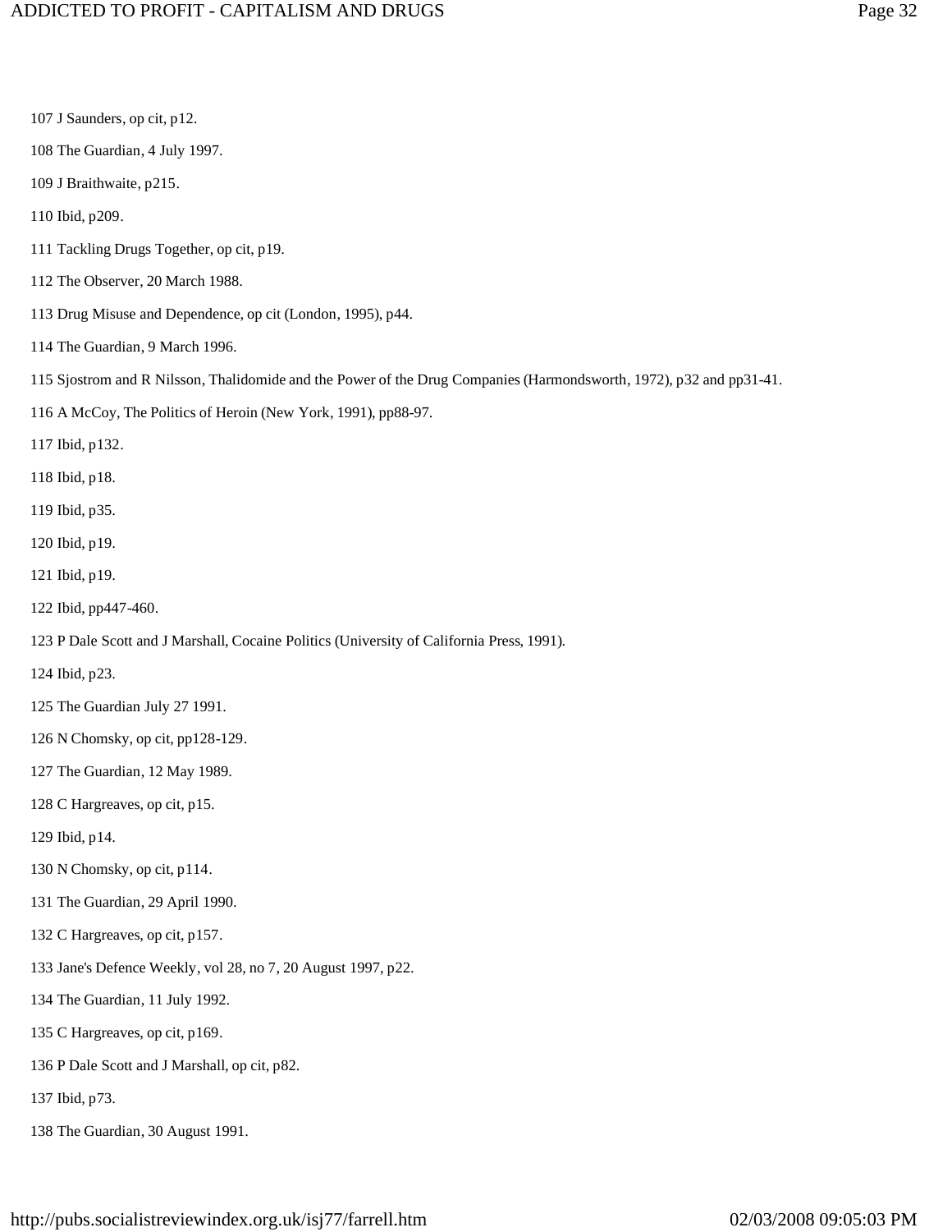107 J Saunders, op cit, p12.

108 The Guardian, 4 July 1997.

109 J Braithwaite, p215.

110 Ibid, p209.

111 Tackling Drugs Together, op cit, p19.

112 The Observer, 20 March 1988.

113 Drug Misuse and Dependence, op cit (London, 1995), p44.

114 The Guardian, 9 March 1996.

115 Sjostrom and R Nilsson, Thalidomide and the Power of the Drug Companies (Harmondsworth, 1972), p32 and pp31-41.

116 A McCoy, The Politics of Heroin (New York, 1991), pp88-97.

117 Ibid, p132.

118 Ibid, p18.

119 Ibid, p35.

120 Ibid, p19.

121 Ibid, p19.

122 Ibid, pp447-460.

123 P Dale Scott and J Marshall, Cocaine Politics (University of California Press, 1991).

124 Ibid, p23.

125 The Guardian July 27 1991.

126 N Chomsky, op cit, pp128-129.

127 The Guardian, 12 May 1989.

128 C Hargreaves, op cit, p15.

129 Ibid, p14.

130 N Chomsky, op cit, p114.

131 The Guardian, 29 April 1990.

132 C Hargreaves, op cit, p157.

133 Jane's Defence Weekly, vol 28, no 7, 20 August 1997, p22.

134 The Guardian, 11 July 1992.

135 C Hargreaves, op cit, p169.

136 P Dale Scott and J Marshall, op cit, p82.

137 Ibid, p73.

138 The Guardian, 30 August 1991.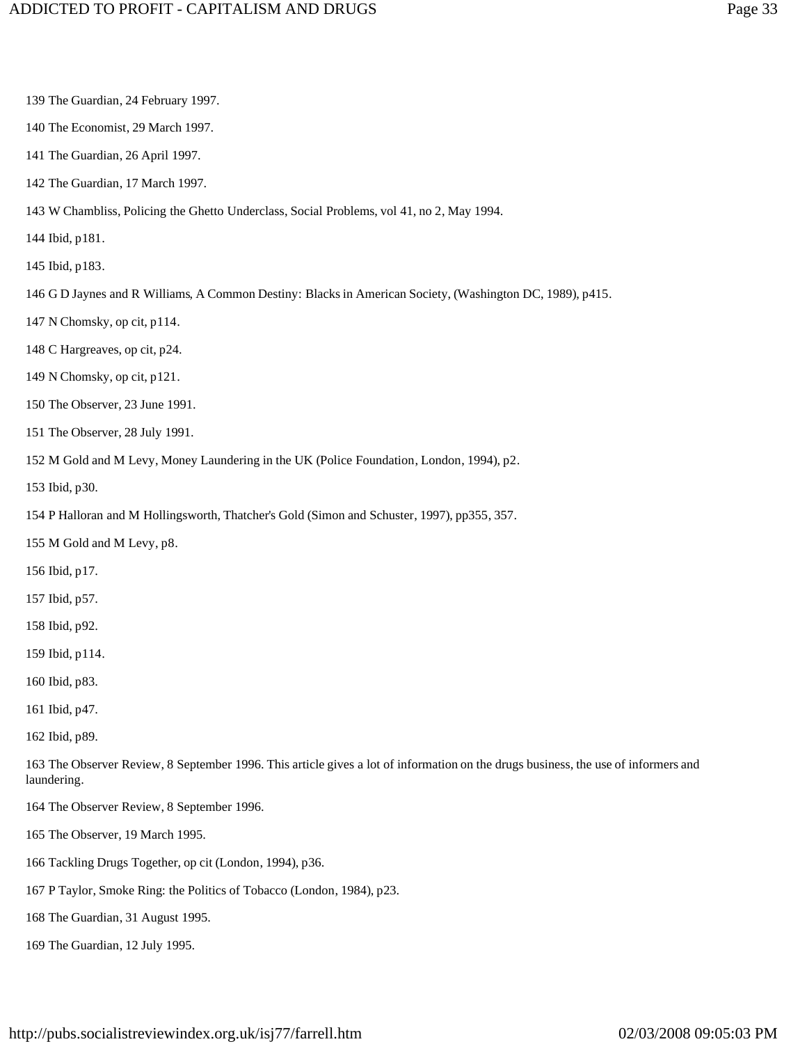139 The Guardian, 24 February 1997.

140 The Economist, 29 March 1997.

141 The Guardian, 26 April 1997.

142 The Guardian, 17 March 1997.

143 W Chambliss, Policing the Ghetto Underclass, Social Problems, vol 41, no 2, May 1994.

144 Ibid, p181.

145 Ibid, p183.

146 G D Jaynes and R Williams, A Common Destiny: Blacks in American Society, (Washington DC, 1989), p415.

147 N Chomsky, op cit, p114.

148 C Hargreaves, op cit, p24.

149 N Chomsky, op cit, p121.

150 The Observer, 23 June 1991.

151 The Observer, 28 July 1991.

152 M Gold and M Levy, Money Laundering in the UK (Police Foundation, London, 1994), p2.

153 Ibid, p30.

154 P Halloran and M Hollingsworth, Thatcher's Gold (Simon and Schuster, 1997), pp355, 357.

155 M Gold and M Levy, p8.

156 Ibid, p17.

157 Ibid, p57.

158 Ibid, p92.

159 Ibid, p114.

160 Ibid, p83.

161 Ibid, p47.

162 Ibid, p89.

163 The Observer Review, 8 September 1996. This article gives a lot of information on the drugs business, the use of informers and laundering.

164 The Observer Review, 8 September 1996.

165 The Observer, 19 March 1995.

166 Tackling Drugs Together, op cit (London, 1994), p36.

167 P Taylor, Smoke Ring: the Politics of Tobacco (London, 1984), p23.

168 The Guardian, 31 August 1995.

169 The Guardian, 12 July 1995.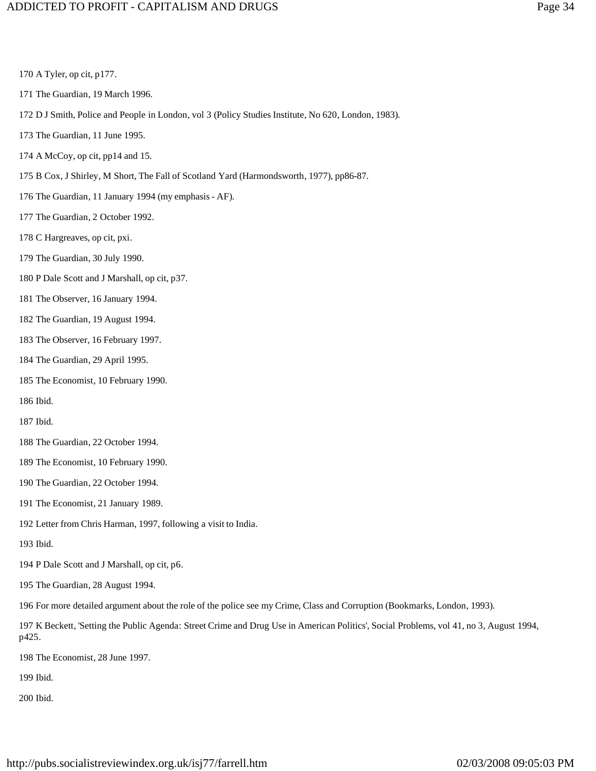170 A Tyler, op cit, p177.

171 The Guardian, 19 March 1996.

172 D J Smith, Police and People in London, vol 3 (Policy Studies Institute, No 620, London, 1983).

173 The Guardian, 11 June 1995.

174 A McCoy, op cit, pp14 and 15.

175 B Cox, J Shirley, M Short, The Fall of Scotland Yard (Harmondsworth, 1977), pp86-87.

176 The Guardian, 11 January 1994 (my emphasis - AF).

177 The Guardian, 2 October 1992.

178 C Hargreaves, op cit, pxi.

179 The Guardian, 30 July 1990.

180 P Dale Scott and J Marshall, op cit, p37.

181 The Observer, 16 January 1994.

182 The Guardian, 19 August 1994.

183 The Observer, 16 February 1997.

184 The Guardian, 29 April 1995.

185 The Economist, 10 February 1990.

186 Ibid.

187 Ibid.

188 The Guardian, 22 October 1994.

189 The Economist, 10 February 1990.

190 The Guardian, 22 October 1994.

191 The Economist, 21 January 1989.

192 Letter from Chris Harman, 1997, following a visit to India.

193 Ibid.

194 P Dale Scott and J Marshall, op cit, p6.

195 The Guardian, 28 August 1994.

196 For more detailed argument about the role of the police see my Crime, Class and Corruption (Bookmarks, London, 1993).

197 K Beckett, 'Setting the Public Agenda: Street Crime and Drug Use in American Politics', Social Problems, vol 41, no 3, August 1994, p425.

198 The Economist, 28 June 1997.

199 Ibid.

200 Ibid.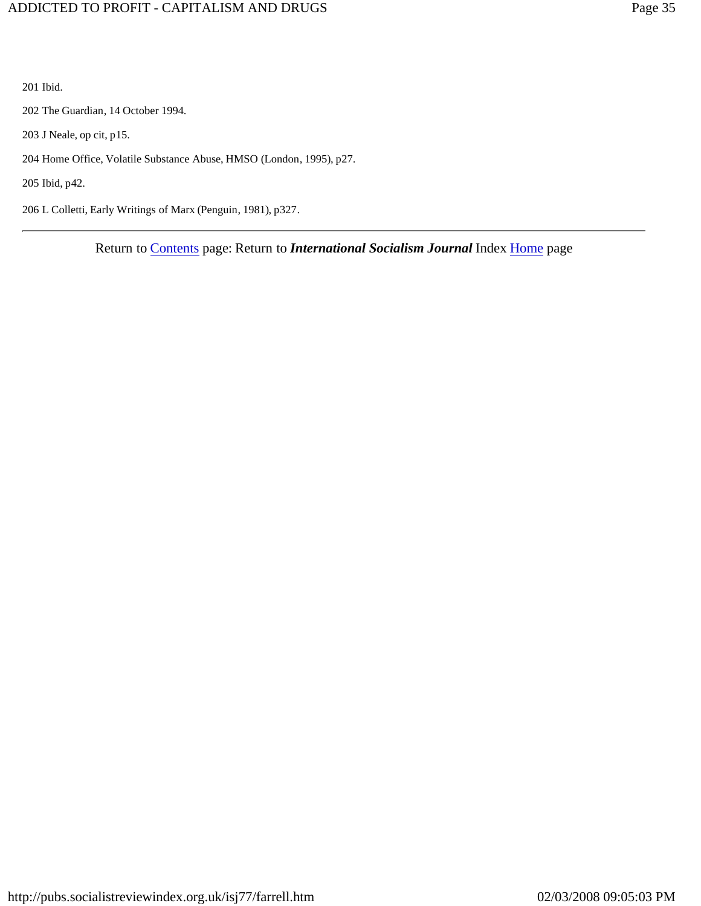201 Ibid.

202 The Guardian, 14 October 1994.

203 J Neale, op cit, p15.

204 Home Office, Volatile Substance Abuse, HMSO (London, 1995), p27.

205 Ibid, p42.

206 L Colletti, Early Writings of Marx (Penguin, 1981), p327.

---

Return to Contents page: Return to ***International Socialism Journal*** Index Home page